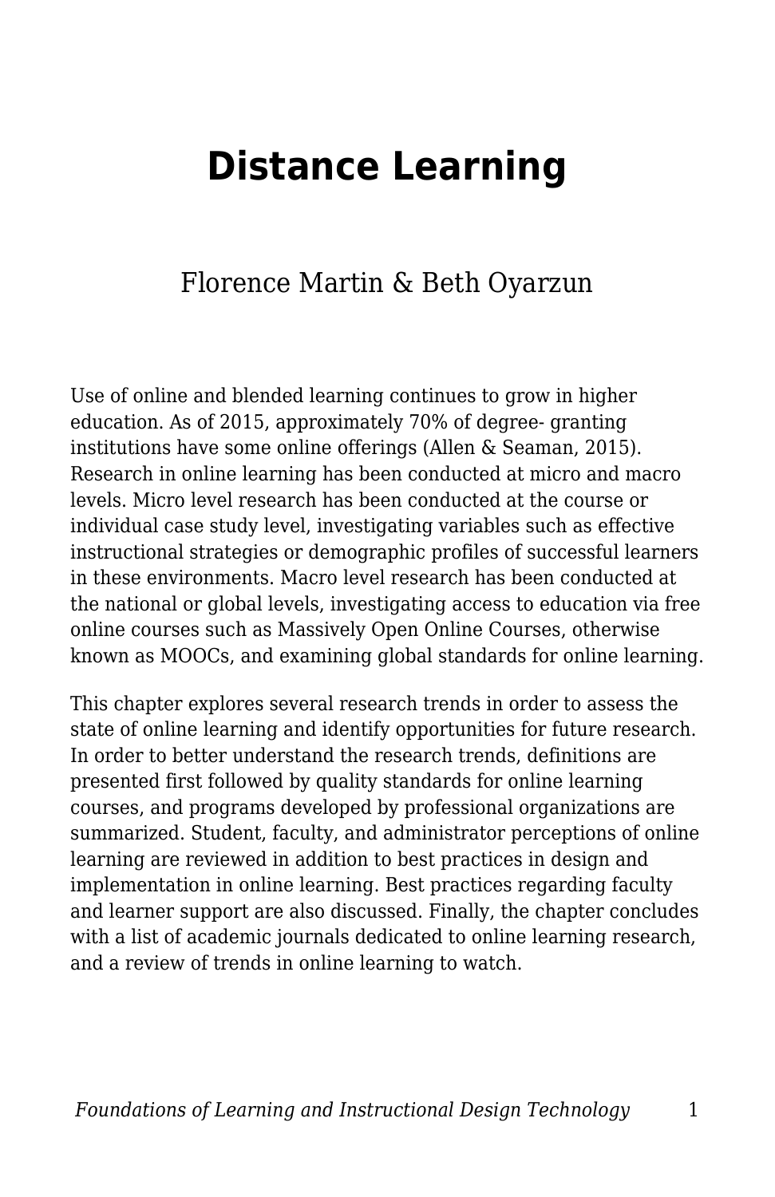# Distance Learning

Florence Martin & Beth Oyarzun

Use of online and blended learning continues to grow in higher education. As of 2015, approximately 70% of degree- granting institutions have some online offerings (Allen & Seaman, 2015). Research in online learning has been conducted at micro and macro levels. Micro level research has been conducted at the course or individual case study level, investigating variables such as effective instructional strategies or demographic profiles of successful learners in these environments. Macro level research has been conducted at the national or global levels, investigating access to education via free online courses such as Massively Open Online Courses, otherwise known as MOOCs, and examining global standards for online learning.

This chapter explores several research trends in order to assess the state of online learning and identify opportunities for future research. In order to better understand the research trends, definitions are presented first followed by quality standards for online learning courses, and programs developed by professional organizations are summarized. Student, faculty, and administrator perceptions of online learning are reviewed in addition to best practices in design and implementation in online learning. Best practices regarding faculty and learner support are also discussed. Finally, the chapter concludes with a list of academic journals dedicated to online learning research, and a review of trends in online learning to watch.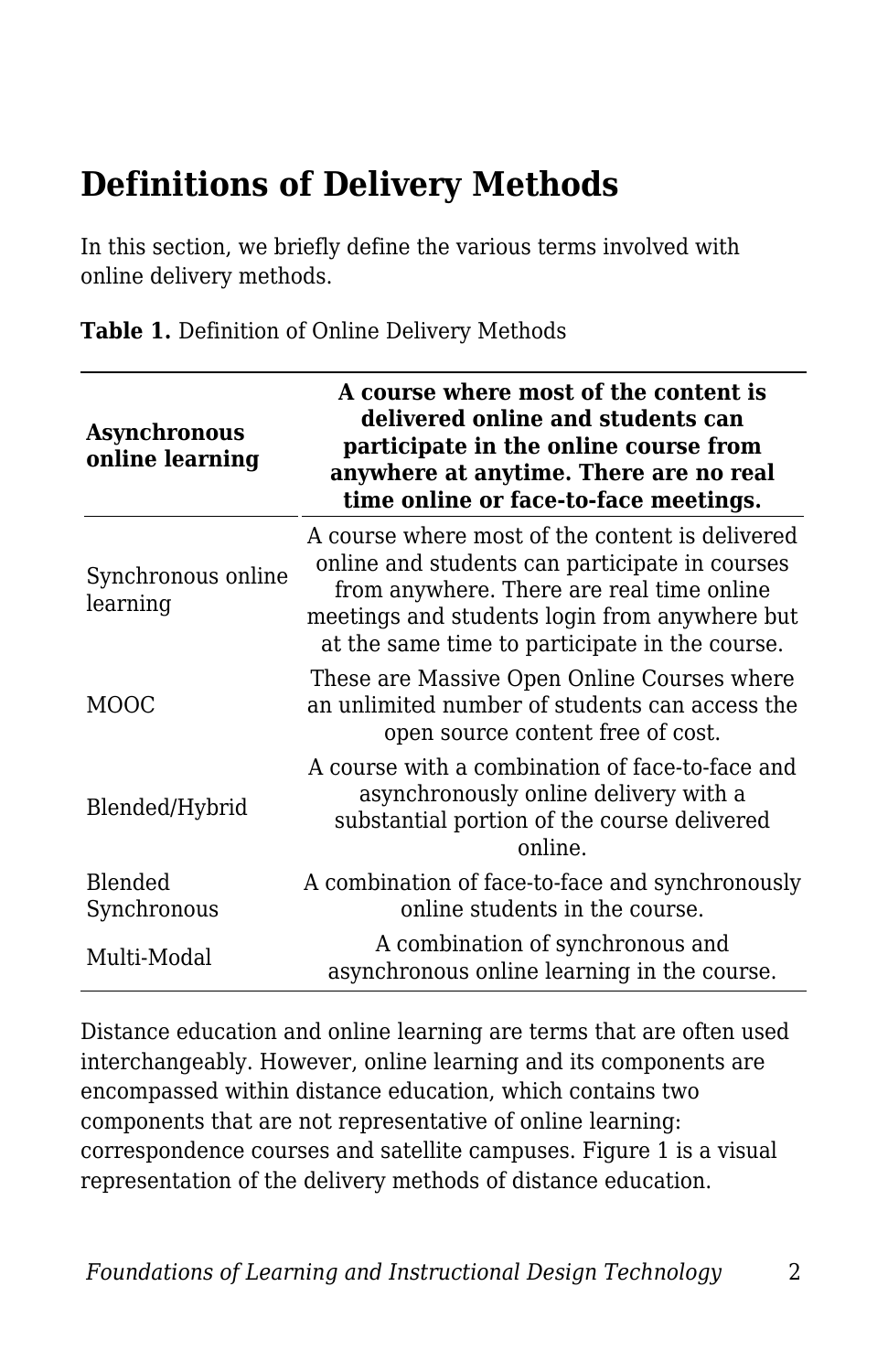## Definitions of Delivery Methods

In this section, we briefly define the various terms involved with online delivery methods.

**Table 1.** Definition of Online Delivery Methods

| **Asynchronous online learning** | **A course where most of the content is delivered online and students can participate in the online course from anywhere at anytime. There are no real time online or face-to-face meetings.** |
|---|---|
| Synchronous online learning | A course where most of the content is delivered online and students can participate in courses from anywhere. There are real time online meetings and students login from anywhere but at the same time to participate in the course. |
| MOOC | These are Massive Open Online Courses where an unlimited number of students can access the open source content free of cost. |
| Blended/Hybrid | A course with a combination of face-to-face and asynchronously online delivery with a substantial portion of the course delivered online. |
| Blended Synchronous | A combination of face-to-face and synchronously online students in the course. |
| Multi-Modal | A combination of synchronous and asynchronous online learning in the course. |

Distance education and online learning are terms that are often used interchangeably. However, online learning and its components are encompassed within distance education, which contains two components that are not representative of online learning: correspondence courses and satellite campuses. Figure 1 is a visual representation of the delivery methods of distance education.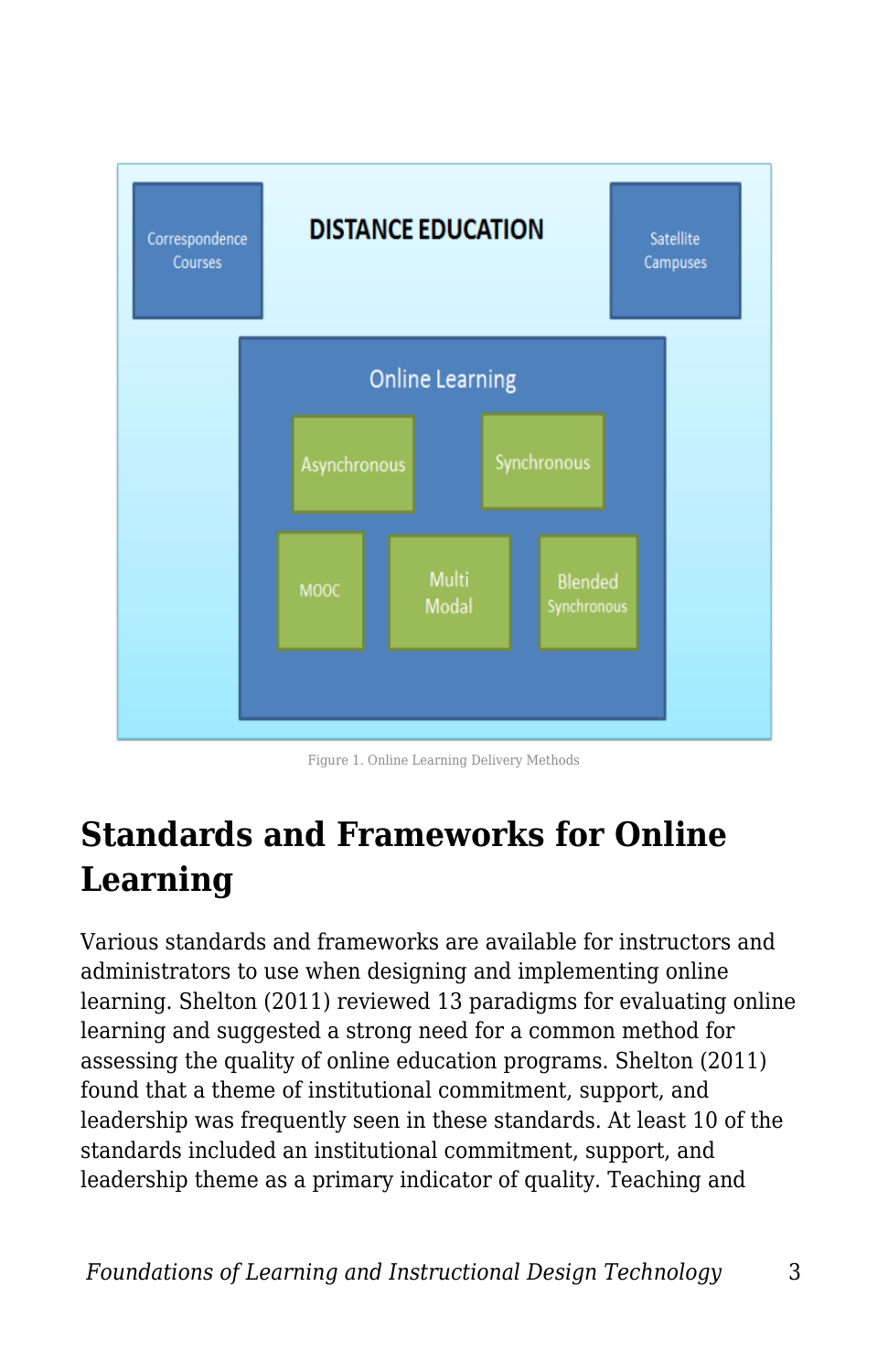DISTANCE EDUCATION

Correspondence Courses

Satellite Campuses

Online Learning

Asynchronous

Synchronous

MOOC

Multi Modal

Blended Synchronous

Figure 1. Online Learning Delivery Methods

## Standards and Frameworks for Online Learning

Various standards and frameworks are available for instructors and administrators to use when designing and implementing online learning. Shelton (2011) reviewed 13 paradigms for evaluating online learning and suggested a strong need for a common method for assessing the quality of online education programs. Shelton (2011) found that a theme of institutional commitment, support, and leadership was frequently seen in these standards. At least 10 of the standards included an institutional commitment, support, and leadership theme as a primary indicator of quality. Teaching and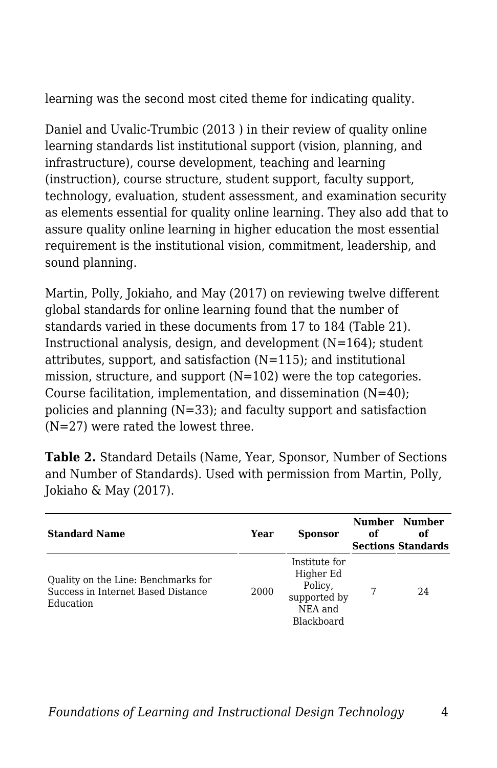learning was the second most cited theme for indicating quality.

Daniel and Uvalic-Trumbic (2013 ) in their review of quality online learning standards list institutional support (vision, planning, and infrastructure), course development, teaching and learning (instruction), course structure, student support, faculty support, technology, evaluation, student assessment, and examination security as elements essential for quality online learning. They also add that to assure quality online learning in higher education the most essential requirement is the institutional vision, commitment, leadership, and sound planning.

Martin, Polly, Jokiaho, and May (2017) on reviewing twelve different global standards for online learning found that the number of standards varied in these documents from 17 to 184 (Table 21). Instructional analysis, design, and development (N=164); student attributes, support, and satisfaction (N=115); and institutional mission, structure, and support (N=102) were the top categories. Course facilitation, implementation, and dissemination (N=40); policies and planning (N=33); and faculty support and satisfaction (N=27) were rated the lowest three.

**Table 2.** Standard Details (Name, Year, Sponsor, Number of Sections and Number of Standards). Used with permission from Martin, Polly, Jokiaho & May (2017).

| Standard Name | Year | Sponsor | Number of Sections | Number of Standards |
|---|---|---|---|---|
| Quality on the Line: Benchmarks for Success in Internet Based Distance Education | 2000 | Institute for Higher Ed Policy, supported by NEA and Blackboard | 7 | 24 |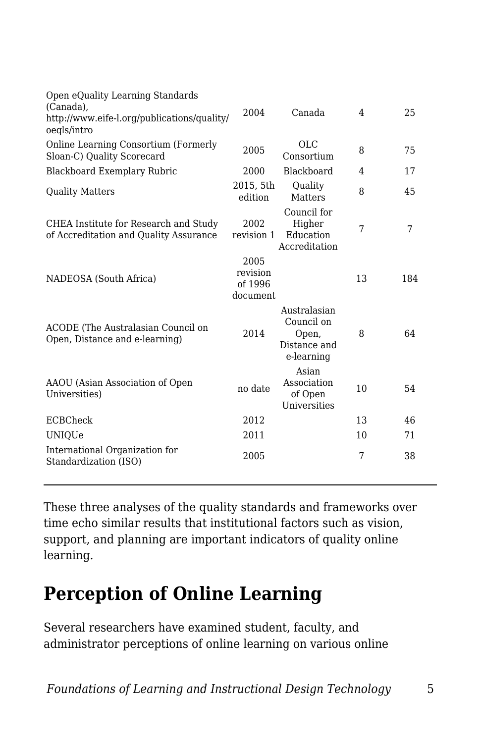| | | | | |
|---|---|---|---|---|
| Open eQuality Learning Standards (Canada), http://www.eife-l.org/publications/quality/oeqls/intro | 2004 | Canada | 4 | 25 |
| Online Learning Consortium (Formerly Sloan-C) Quality Scorecard | 2005 | OLC Consortium | 8 | 75 |
| Blackboard Exemplary Rubric | 2000 | Blackboard | 4 | 17 |
| Quality Matters | 2015, 5th edition | Quality Matters | 8 | 45 |
| CHEA Institute for Research and Study of Accreditation and Quality Assurance | 2002 revision 1 | Council for Higher Education Accreditation | 7 | 7 |
| NADEOSA (South Africa) | 2005 revision of 1996 document | | 13 | 184 |
| ACODE (The Australasian Council on Open, Distance and e-learning) | 2014 | Australasian Council on Open, Distance and e-learning | 8 | 64 |
| AAOU (Asian Association of Open Universities) | no date | Asian Association of Open Universities | 10 | 54 |
| ECBCheck | 2012 | | 13 | 46 |
| UNIQUe | 2011 | | 10 | 71 |
| International Organization for Standardization (ISO) | 2005 | | 7 | 38 |

These three analyses of the quality standards and frameworks over time echo similar results that institutional factors such as vision, support, and planning are important indicators of quality online learning.

## Perception of Online Learning

Several researchers have examined student, faculty, and administrator perceptions of online learning on various online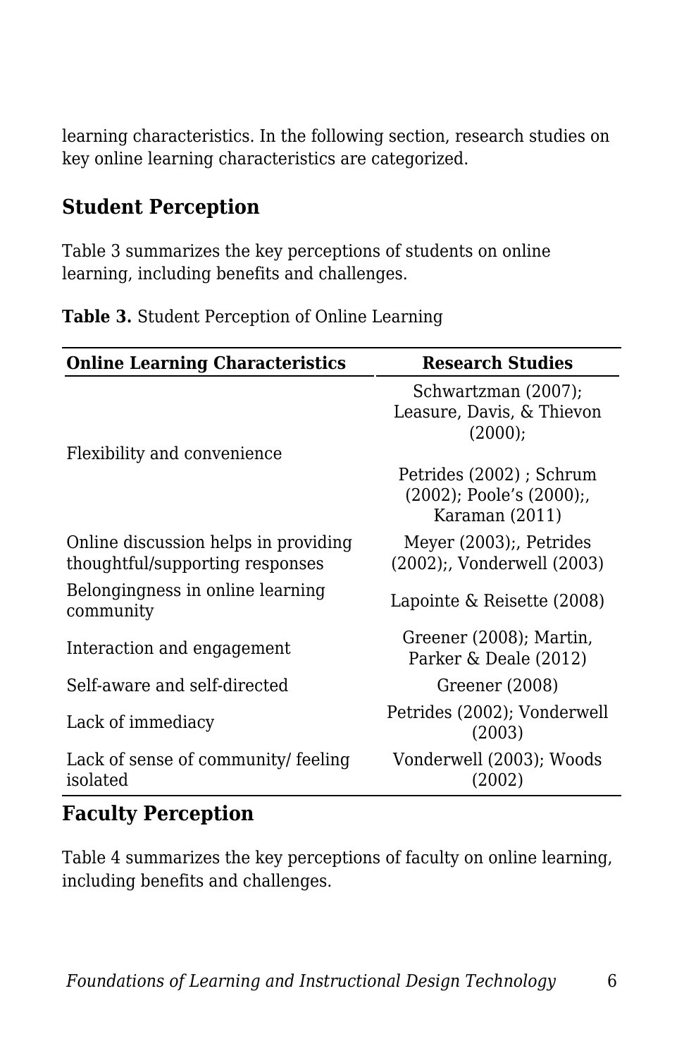learning characteristics. In the following section, research studies on key online learning characteristics are categorized.

## Student Perception

Table 3 summarizes the key perceptions of students on online learning, including benefits and challenges.

**Table 3.** Student Perception of Online Learning

| Online Learning Characteristics | Research Studies |
|---|---|
| Flexibility and convenience | Schwartzman (2007); Leasure, Davis, & Thievon (2000); Petrides (2002) ; Schrum (2002); Poole's (2000);, Karaman (2011) |
| Online discussion helps in providing thoughtful/supporting responses | Meyer (2003);, Petrides (2002);, Vonderwell (2003) |
| Belongingness in online learning community | Lapointe & Reisette (2008) |
| Interaction and engagement | Greener (2008); Martin, Parker & Deale (2012) |
| Self-aware and self-directed | Greener (2008) |
| Lack of immediacy | Petrides (2002); Vonderwell (2003) |
| Lack of sense of community/ feeling isolated | Vonderwell (2003); Woods (2002) |

## Faculty Perception

Table 4 summarizes the key perceptions of faculty on online learning, including benefits and challenges.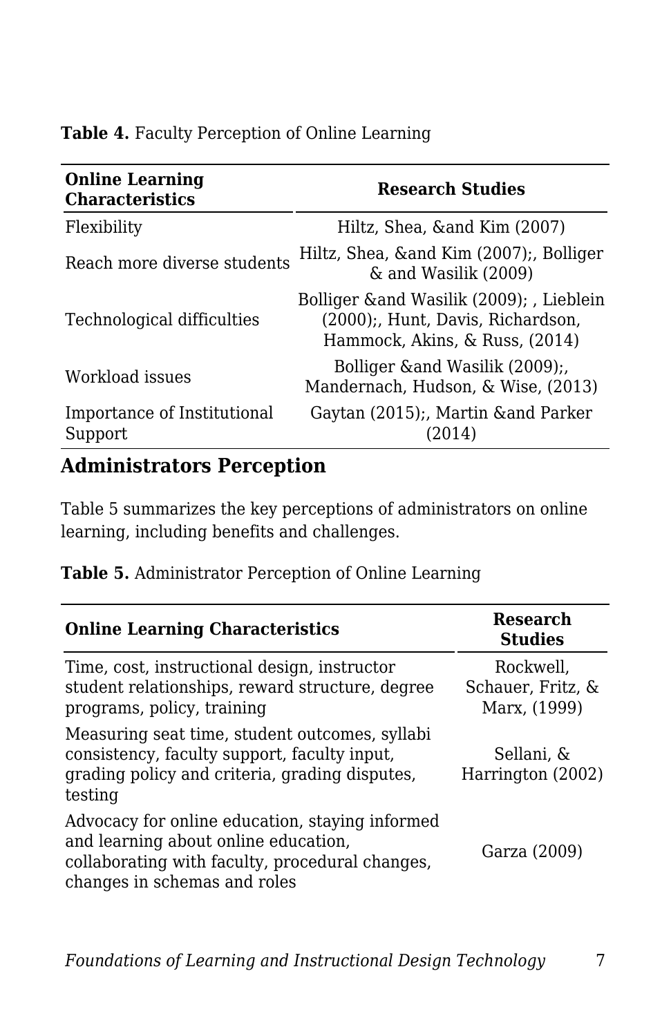**Table 4.** Faculty Perception of Online Learning

| Online Learning Characteristics | Research Studies |
|---|---|
| Flexibility | Hiltz, Shea, &and Kim (2007) |
| Reach more diverse students | Hiltz, Shea, &and Kim (2007);, Bolliger & and Wasilik (2009) |
| Technological difficulties | Bolliger &and Wasilik (2009); , Lieblein (2000);, Hunt, Davis, Richardson, Hammock, Akins, & Russ, (2014) |
| Workload issues | Bolliger &and Wasilik (2009);, Mandernach, Hudson, & Wise, (2013) |
| Importance of Institutional Support | Gaytan (2015);, Martin &and Parker (2014) |

## Administrators Perception

Table 5 summarizes the key perceptions of administrators on online learning, including benefits and challenges.

**Table 5.** Administrator Perception of Online Learning

| Online Learning Characteristics | Research Studies |
|---|---|
| Time, cost, instructional design, instructor student relationships, reward structure, degree programs, policy, training | Rockwell, Schauer, Fritz, & Marx, (1999) |
| Measuring seat time, student outcomes, syllabi consistency, faculty support, faculty input, grading policy and criteria, grading disputes, testing | Sellani, & Harrington (2002) |
| Advocacy for online education, staying informed and learning about online education, collaborating with faculty, procedural changes, changes in schemas and roles | Garza (2009) |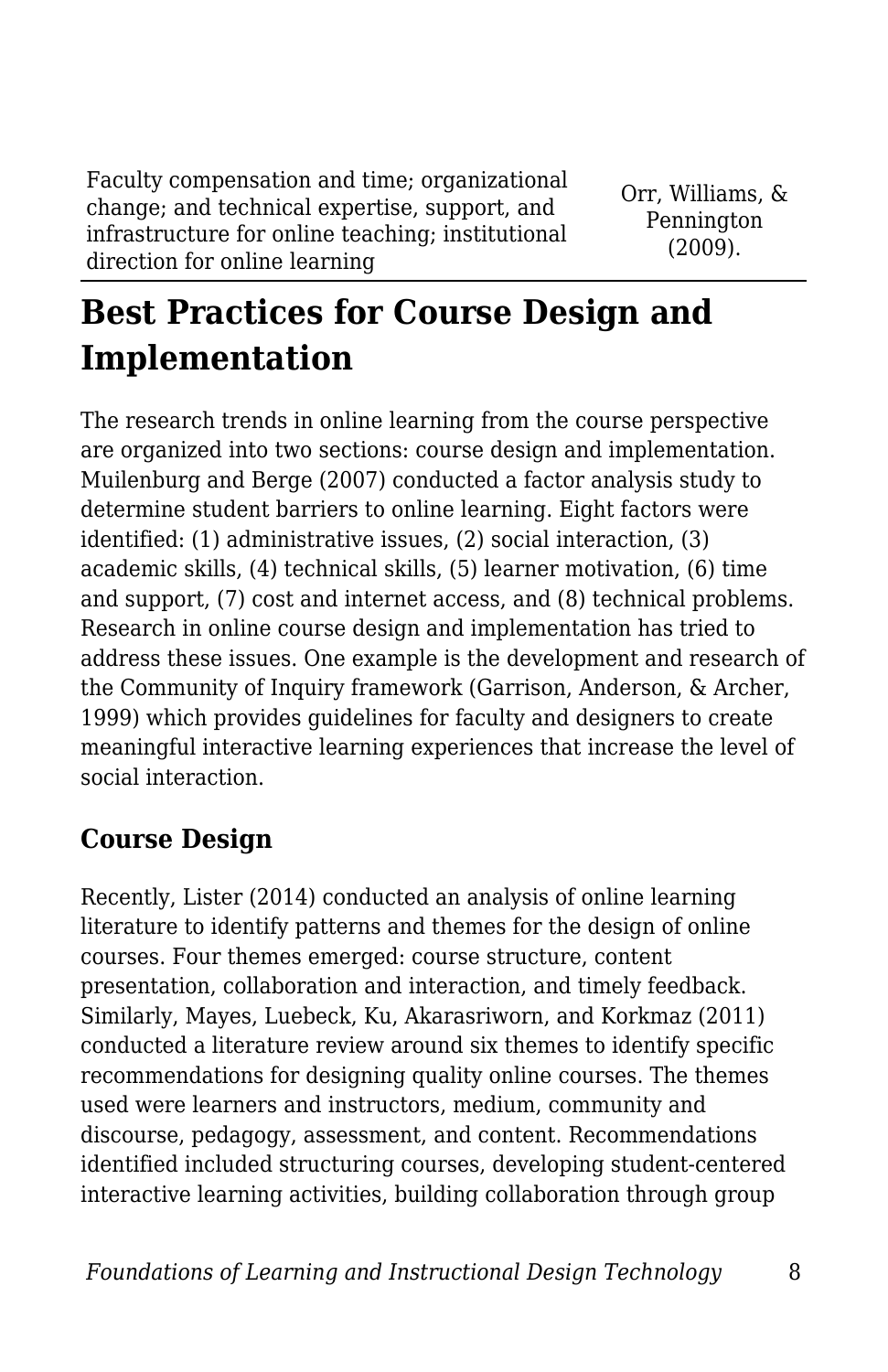| | |
|---|---|
| Faculty compensation and time; organizational change; and technical expertise, support, and infrastructure for online teaching; institutional direction for online learning | Orr, Williams, & Pennington (2009). |

## Best Practices for Course Design and Implementation

The research trends in online learning from the course perspective are organized into two sections: course design and implementation. Muilenburg and Berge (2007) conducted a factor analysis study to determine student barriers to online learning. Eight factors were identified: (1) administrative issues, (2) social interaction, (3) academic skills, (4) technical skills, (5) learner motivation, (6) time and support, (7) cost and internet access, and (8) technical problems. Research in online course design and implementation has tried to address these issues. One example is the development and research of the Community of Inquiry framework (Garrison, Anderson, & Archer, 1999) which provides guidelines for faculty and designers to create meaningful interactive learning experiences that increase the level of social interaction.

### Course Design

Recently, Lister (2014) conducted an analysis of online learning literature to identify patterns and themes for the design of online courses. Four themes emerged: course structure, content presentation, collaboration and interaction, and timely feedback. Similarly, Mayes, Luebeck, Ku, Akarasriworn, and Korkmaz (2011) conducted a literature review around six themes to identify specific recommendations for designing quality online courses. The themes used were learners and instructors, medium, community and discourse, pedagogy, assessment, and content. Recommendations identified included structuring courses, developing student-centered interactive learning activities, building collaboration through group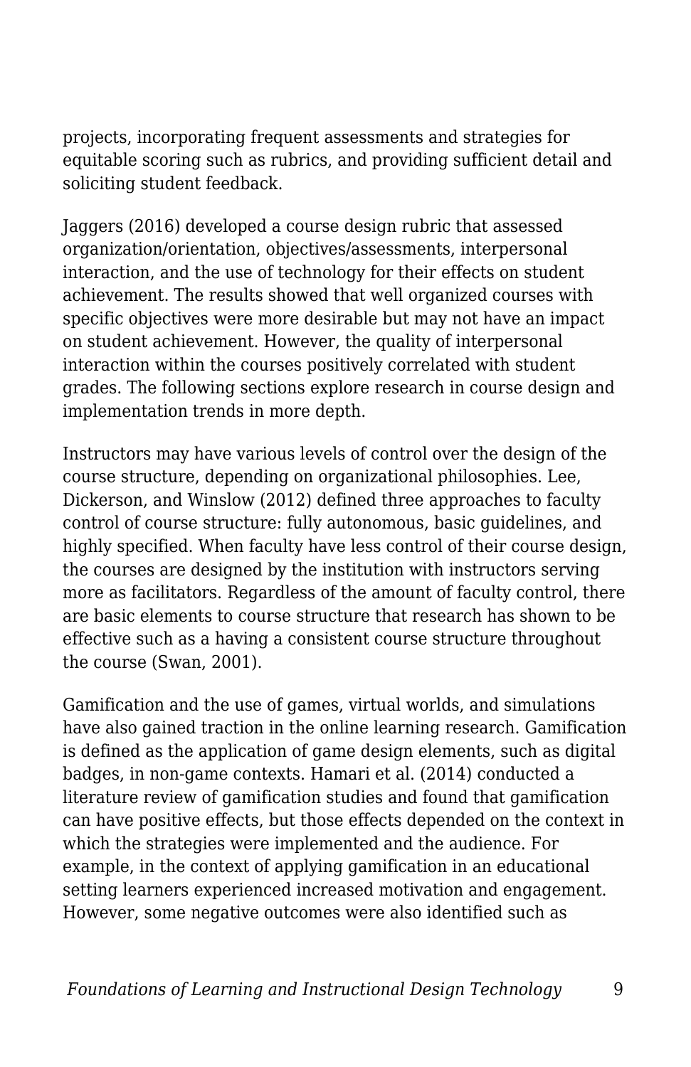projects, incorporating frequent assessments and strategies for equitable scoring such as rubrics, and providing sufficient detail and soliciting student feedback.

Jaggers (2016) developed a course design rubric that assessed organization/orientation, objectives/assessments, interpersonal interaction, and the use of technology for their effects on student achievement. The results showed that well organized courses with specific objectives were more desirable but may not have an impact on student achievement. However, the quality of interpersonal interaction within the courses positively correlated with student grades. The following sections explore research in course design and implementation trends in more depth.

Instructors may have various levels of control over the design of the course structure, depending on organizational philosophies. Lee, Dickerson, and Winslow (2012) defined three approaches to faculty control of course structure: fully autonomous, basic guidelines, and highly specified. When faculty have less control of their course design, the courses are designed by the institution with instructors serving more as facilitators. Regardless of the amount of faculty control, there are basic elements to course structure that research has shown to be effective such as a having a consistent course structure throughout the course (Swan, 2001).

Gamification and the use of games, virtual worlds, and simulations have also gained traction in the online learning research. Gamification is defined as the application of game design elements, such as digital badges, in non-game contexts. Hamari et al. (2014) conducted a literature review of gamification studies and found that gamification can have positive effects, but those effects depended on the context in which the strategies were implemented and the audience. For example, in the context of applying gamification in an educational setting learners experienced increased motivation and engagement. However, some negative outcomes were also identified such as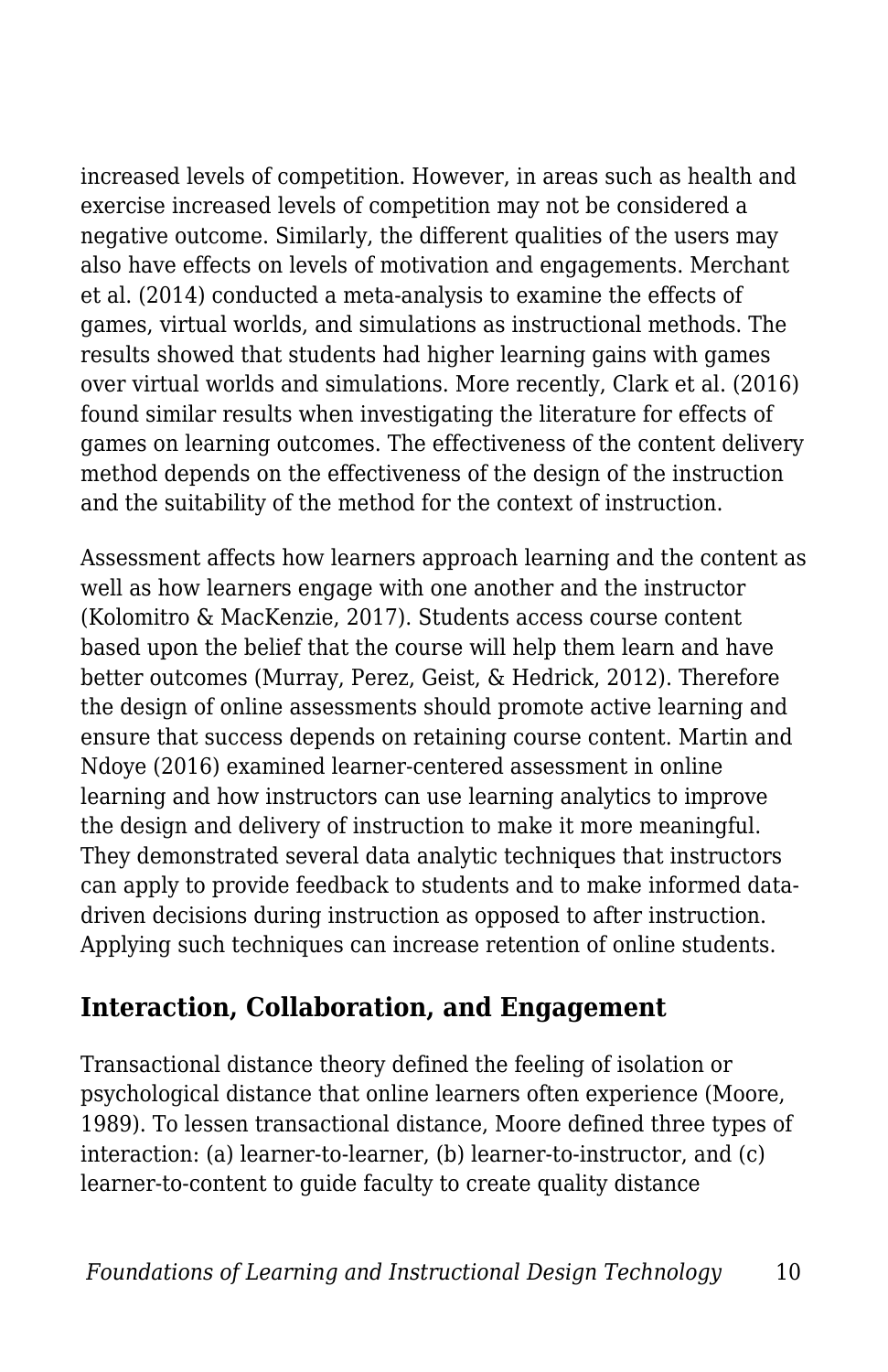increased levels of competition. However, in areas such as health and exercise increased levels of competition may not be considered a negative outcome. Similarly, the different qualities of the users may also have effects on levels of motivation and engagements. Merchant et al. (2014) conducted a meta-analysis to examine the effects of games, virtual worlds, and simulations as instructional methods. The results showed that students had higher learning gains with games over virtual worlds and simulations. More recently, Clark et al. (2016) found similar results when investigating the literature for effects of games on learning outcomes. The effectiveness of the content delivery method depends on the effectiveness of the design of the instruction and the suitability of the method for the context of instruction.

Assessment affects how learners approach learning and the content as well as how learners engage with one another and the instructor (Kolomitro & MacKenzie, 2017). Students access course content based upon the belief that the course will help them learn and have better outcomes (Murray, Perez, Geist, & Hedrick, 2012). Therefore the design of online assessments should promote active learning and ensure that success depends on retaining course content. Martin and Ndoye (2016) examined learner-centered assessment in online learning and how instructors can use learning analytics to improve the design and delivery of instruction to make it more meaningful. They demonstrated several data analytic techniques that instructors can apply to provide feedback to students and to make informed data-driven decisions during instruction as opposed to after instruction. Applying such techniques can increase retention of online students.

## Interaction, Collaboration, and Engagement

Transactional distance theory defined the feeling of isolation or psychological distance that online learners often experience (Moore, 1989). To lessen transactional distance, Moore defined three types of interaction: (a) learner-to-learner, (b) learner-to-instructor, and (c) learner-to-content to guide faculty to create quality distance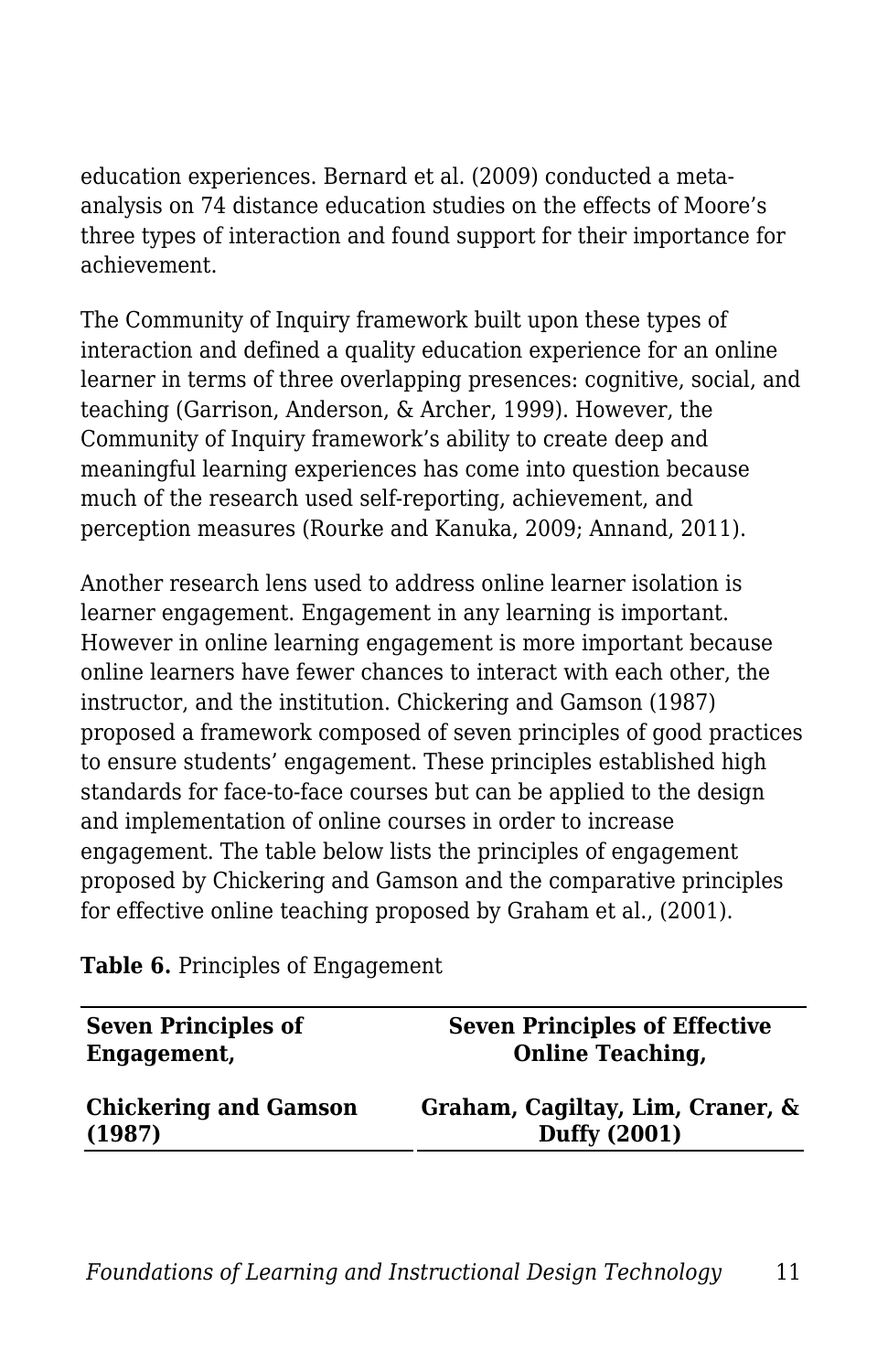education experiences. Bernard et al. (2009) conducted a meta-analysis on 74 distance education studies on the effects of Moore's three types of interaction and found support for their importance for achievement.

The Community of Inquiry framework built upon these types of interaction and defined a quality education experience for an online learner in terms of three overlapping presences: cognitive, social, and teaching (Garrison, Anderson, & Archer, 1999). However, the Community of Inquiry framework's ability to create deep and meaningful learning experiences has come into question because much of the research used self-reporting, achievement, and perception measures (Rourke and Kanuka, 2009; Annand, 2011).

Another research lens used to address online learner isolation is learner engagement. Engagement in any learning is important. However in online learning engagement is more important because online learners have fewer chances to interact with each other, the instructor, and the institution. Chickering and Gamson (1987) proposed a framework composed of seven principles of good practices to ensure students' engagement. These principles established high standards for face-to-face courses but can be applied to the design and implementation of online courses in order to increase engagement. The table below lists the principles of engagement proposed by Chickering and Gamson and the comparative principles for effective online teaching proposed by Graham et al., (2001).

**Table 6.** Principles of Engagement

| **Seven Principles of Engagement, Chickering and Gamson (1987)** | **Seven Principles of Effective Online Teaching, Graham, Cagiltay, Lim, Craner, & Duffy (2001)** |
|---|---|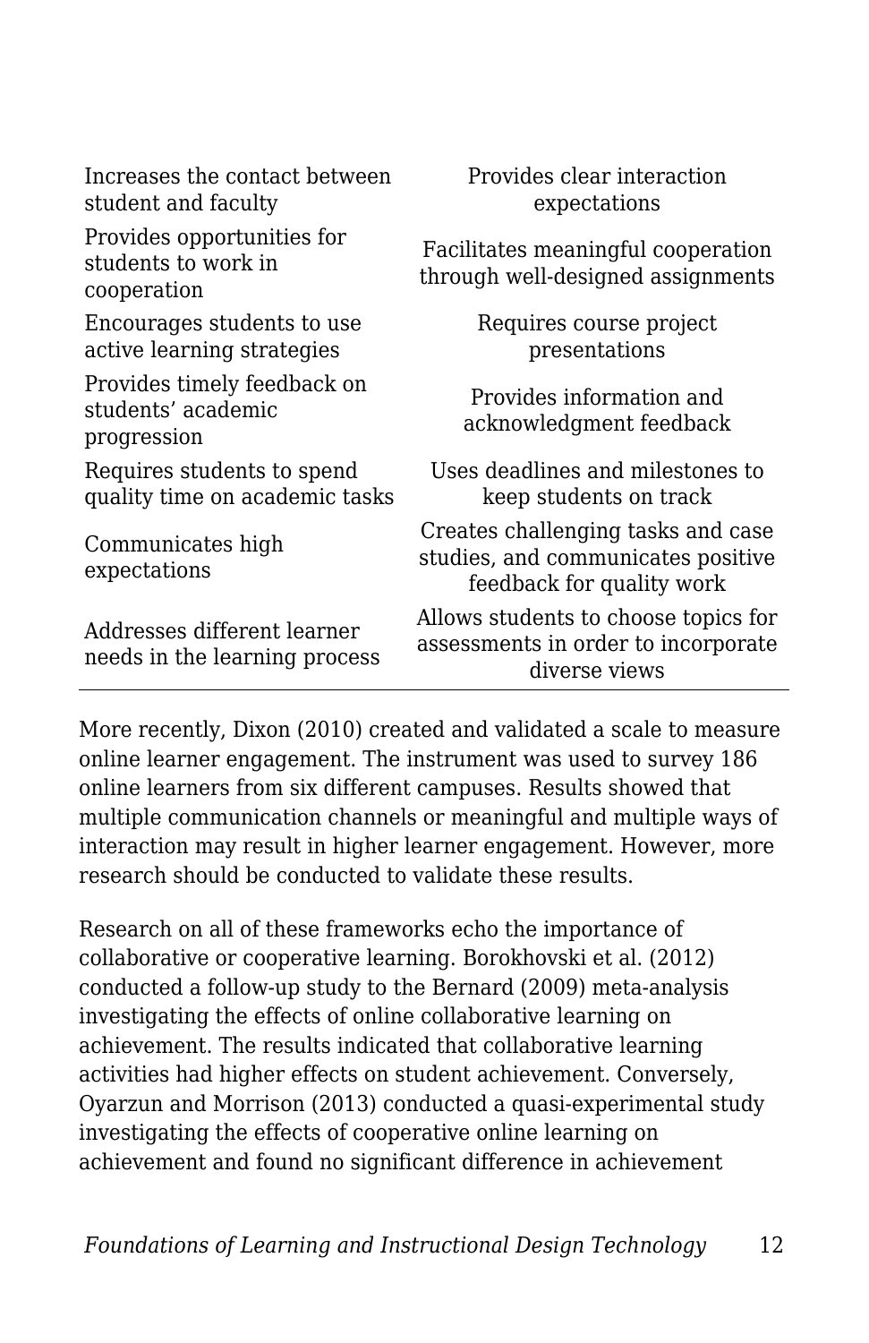| | |
|---|---|
| Increases the contact between student and faculty | Provides clear interaction expectations |
| Provides opportunities for students to work in cooperation | Facilitates meaningful cooperation through well-designed assignments |
| Encourages students to use active learning strategies | Requires course project presentations |
| Provides timely feedback on students' academic progression | Provides information and acknowledgment feedback |
| Requires students to spend quality time on academic tasks | Uses deadlines and milestones to keep students on track |
| Communicates high expectations | Creates challenging tasks and case studies, and communicates positive feedback for quality work |
| Addresses different learner needs in the learning process | Allows students to choose topics for assessments in order to incorporate diverse views |

More recently, Dixon (2010) created and validated a scale to measure online learner engagement. The instrument was used to survey 186 online learners from six different campuses. Results showed that multiple communication channels or meaningful and multiple ways of interaction may result in higher learner engagement. However, more research should be conducted to validate these results.

Research on all of these frameworks echo the importance of collaborative or cooperative learning. Borokhovski et al. (2012) conducted a follow-up study to the Bernard (2009) meta-analysis investigating the effects of online collaborative learning on achievement. The results indicated that collaborative learning activities had higher effects on student achievement. Conversely, Oyarzun and Morrison (2013) conducted a quasi-experimental study investigating the effects of cooperative online learning on achievement and found no significant difference in achievement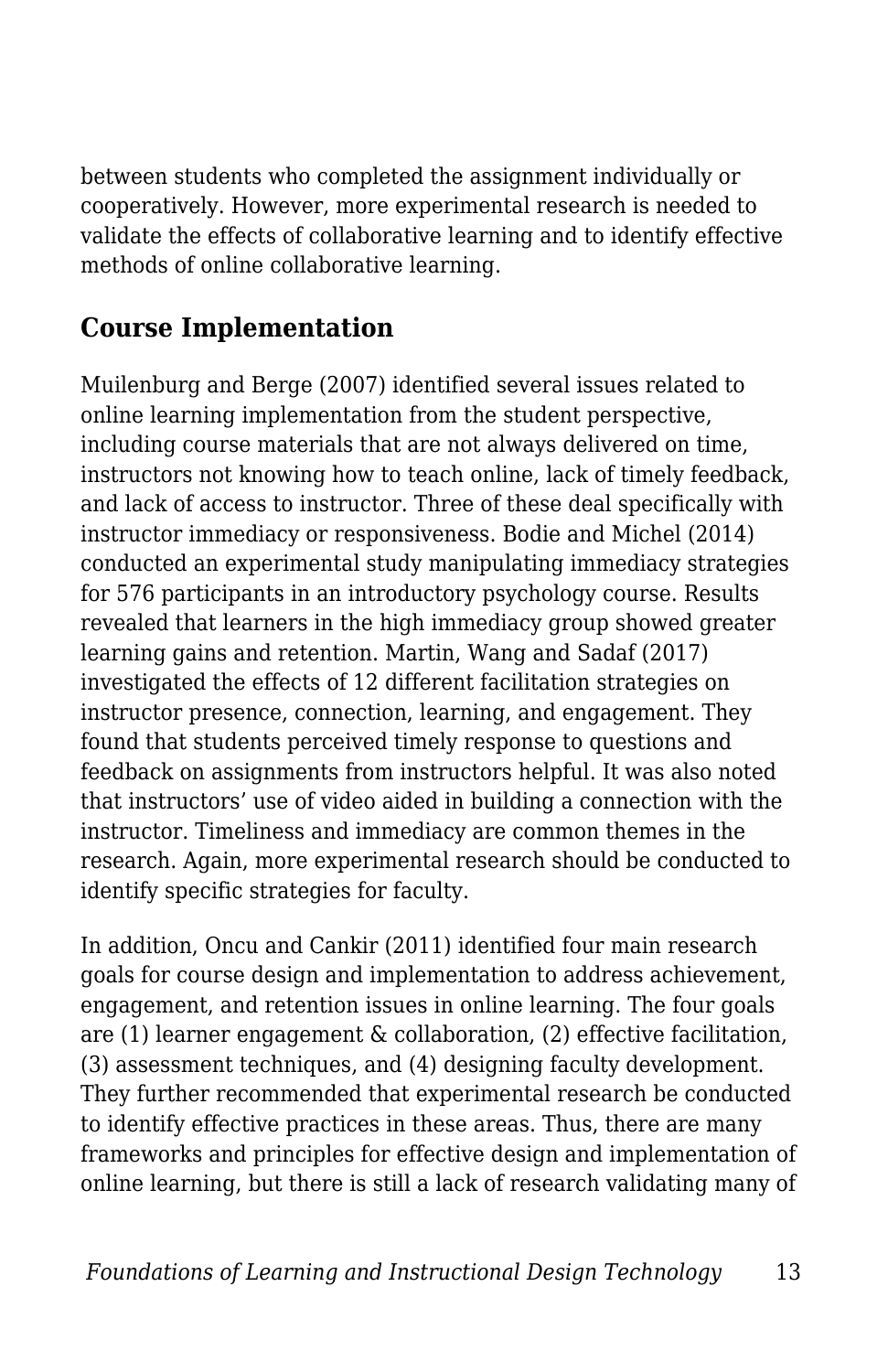between students who completed the assignment individually or cooperatively. However, more experimental research is needed to validate the effects of collaborative learning and to identify effective methods of online collaborative learning.

## Course Implementation

Muilenburg and Berge (2007) identified several issues related to online learning implementation from the student perspective, including course materials that are not always delivered on time, instructors not knowing how to teach online, lack of timely feedback, and lack of access to instructor. Three of these deal specifically with instructor immediacy or responsiveness. Bodie and Michel (2014) conducted an experimental study manipulating immediacy strategies for 576 participants in an introductory psychology course. Results revealed that learners in the high immediacy group showed greater learning gains and retention. Martin, Wang and Sadaf (2017) investigated the effects of 12 different facilitation strategies on instructor presence, connection, learning, and engagement. They found that students perceived timely response to questions and feedback on assignments from instructors helpful. It was also noted that instructors' use of video aided in building a connection with the instructor. Timeliness and immediacy are common themes in the research. Again, more experimental research should be conducted to identify specific strategies for faculty.

In addition, Oncu and Cankir (2011) identified four main research goals for course design and implementation to address achievement, engagement, and retention issues in online learning. The four goals are (1) learner engagement & collaboration, (2) effective facilitation, (3) assessment techniques, and (4) designing faculty development. They further recommended that experimental research be conducted to identify effective practices in these areas. Thus, there are many frameworks and principles for effective design and implementation of online learning, but there is still a lack of research validating many of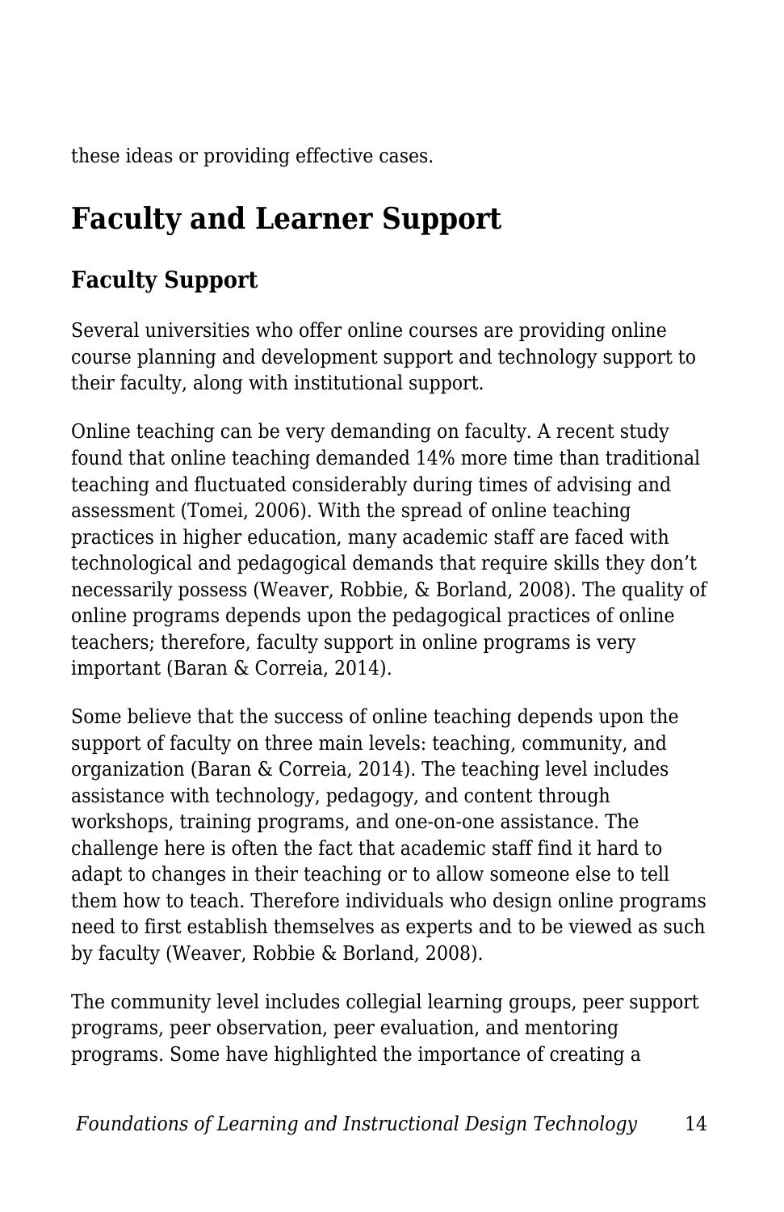these ideas or providing effective cases.

## Faculty and Learner Support

### Faculty Support

Several universities who offer online courses are providing online course planning and development support and technology support to their faculty, along with institutional support.

Online teaching can be very demanding on faculty. A recent study found that online teaching demanded 14% more time than traditional teaching and fluctuated considerably during times of advising and assessment (Tomei, 2006). With the spread of online teaching practices in higher education, many academic staff are faced with technological and pedagogical demands that require skills they don't necessarily possess (Weaver, Robbie, & Borland, 2008). The quality of online programs depends upon the pedagogical practices of online teachers; therefore, faculty support in online programs is very important (Baran & Correia, 2014).

Some believe that the success of online teaching depends upon the support of faculty on three main levels: teaching, community, and organization (Baran & Correia, 2014). The teaching level includes assistance with technology, pedagogy, and content through workshops, training programs, and one-on-one assistance. The challenge here is often the fact that academic staff find it hard to adapt to changes in their teaching or to allow someone else to tell them how to teach. Therefore individuals who design online programs need to first establish themselves as experts and to be viewed as such by faculty (Weaver, Robbie & Borland, 2008).

The community level includes collegial learning groups, peer support programs, peer observation, peer evaluation, and mentoring programs. Some have highlighted the importance of creating a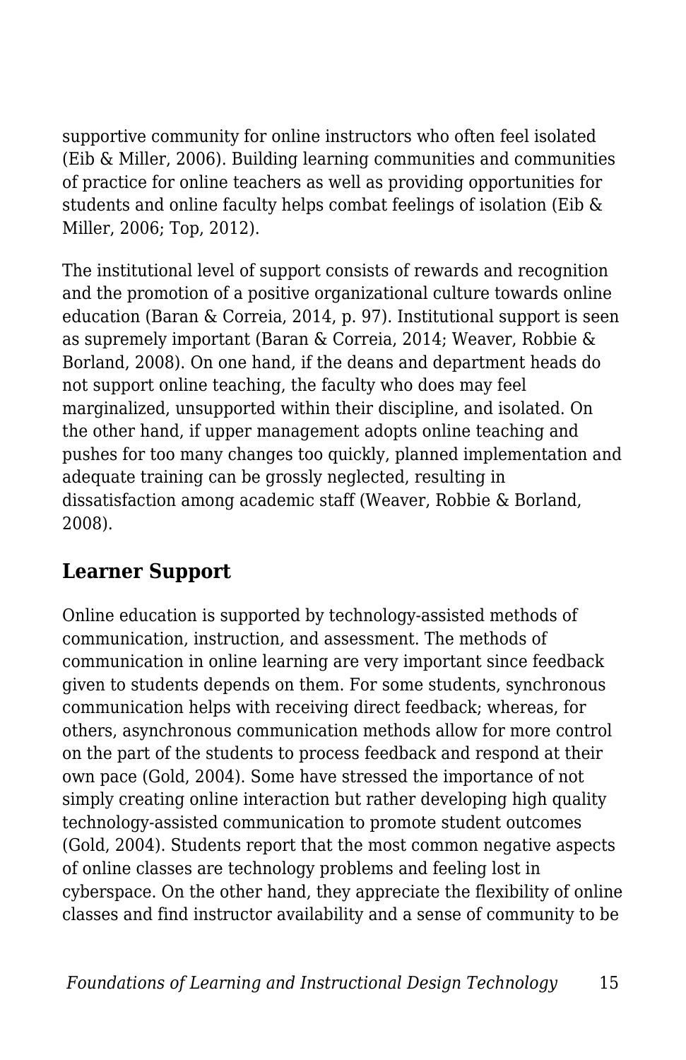supportive community for online instructors who often feel isolated (Eib & Miller, 2006). Building learning communities and communities of practice for online teachers as well as providing opportunities for students and online faculty helps combat feelings of isolation (Eib & Miller, 2006; Top, 2012).

The institutional level of support consists of rewards and recognition and the promotion of a positive organizational culture towards online education (Baran & Correia, 2014, p. 97). Institutional support is seen as supremely important (Baran & Correia, 2014; Weaver, Robbie & Borland, 2008). On one hand, if the deans and department heads do not support online teaching, the faculty who does may feel marginalized, unsupported within their discipline, and isolated. On the other hand, if upper management adopts online teaching and pushes for too many changes too quickly, planned implementation and adequate training can be grossly neglected, resulting in dissatisfaction among academic staff (Weaver, Robbie & Borland, 2008).

## Learner Support

Online education is supported by technology-assisted methods of communication, instruction, and assessment. The methods of communication in online learning are very important since feedback given to students depends on them. For some students, synchronous communication helps with receiving direct feedback; whereas, for others, asynchronous communication methods allow for more control on the part of the students to process feedback and respond at their own pace (Gold, 2004). Some have stressed the importance of not simply creating online interaction but rather developing high quality technology-assisted communication to promote student outcomes (Gold, 2004). Students report that the most common negative aspects of online classes are technology problems and feeling lost in cyberspace. On the other hand, they appreciate the flexibility of online classes and find instructor availability and a sense of community to be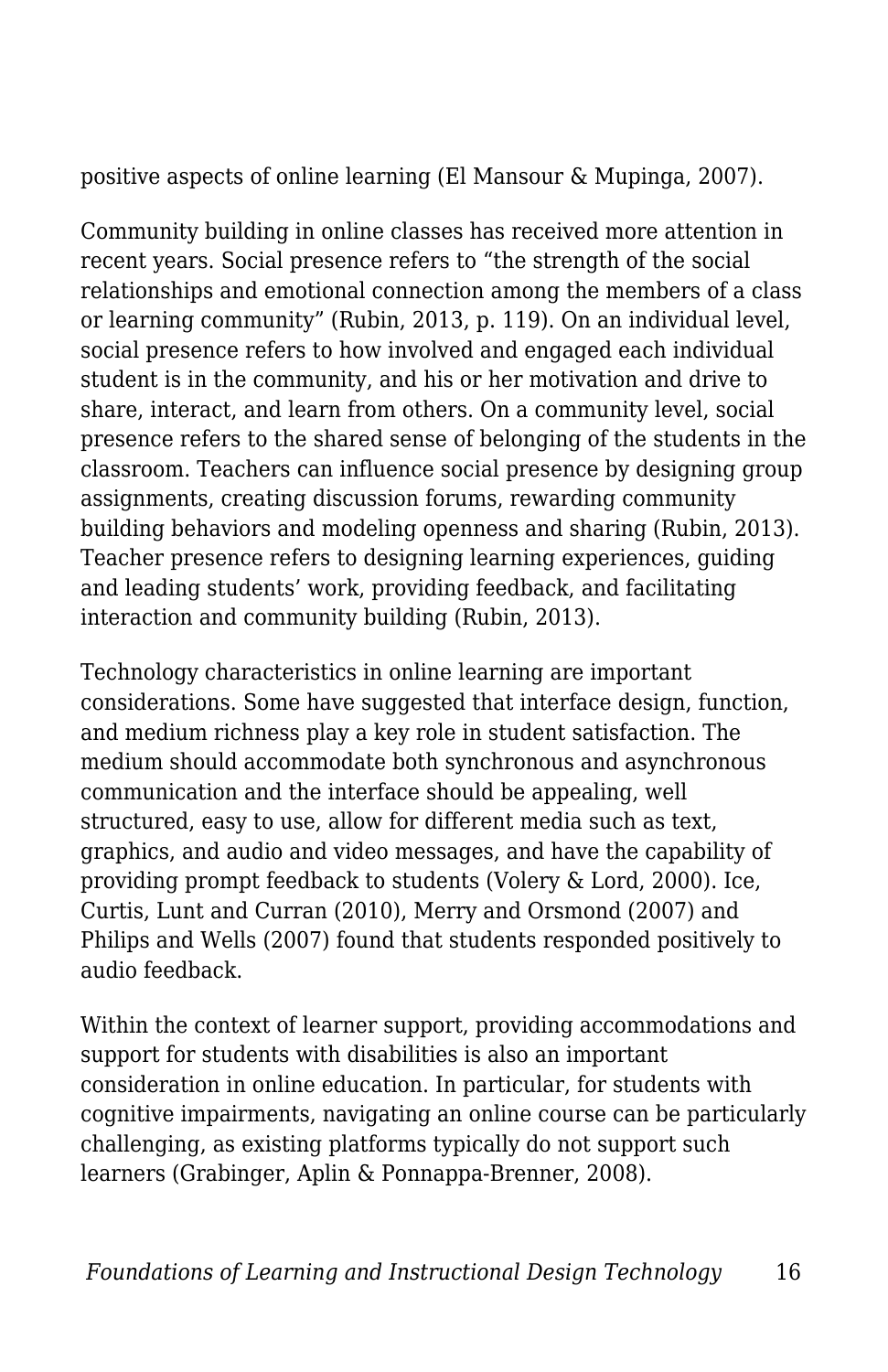positive aspects of online learning (El Mansour & Mupinga, 2007).

Community building in online classes has received more attention in recent years. Social presence refers to "the strength of the social relationships and emotional connection among the members of a class or learning community" (Rubin, 2013, p. 119). On an individual level, social presence refers to how involved and engaged each individual student is in the community, and his or her motivation and drive to share, interact, and learn from others. On a community level, social presence refers to the shared sense of belonging of the students in the classroom. Teachers can influence social presence by designing group assignments, creating discussion forums, rewarding community building behaviors and modeling openness and sharing (Rubin, 2013). Teacher presence refers to designing learning experiences, guiding and leading students' work, providing feedback, and facilitating interaction and community building (Rubin, 2013).

Technology characteristics in online learning are important considerations. Some have suggested that interface design, function, and medium richness play a key role in student satisfaction. The medium should accommodate both synchronous and asynchronous communication and the interface should be appealing, well structured, easy to use, allow for different media such as text, graphics, and audio and video messages, and have the capability of providing prompt feedback to students (Volery & Lord, 2000). Ice, Curtis, Lunt and Curran (2010), Merry and Orsmond (2007) and Philips and Wells (2007) found that students responded positively to audio feedback.

Within the context of learner support, providing accommodations and support for students with disabilities is also an important consideration in online education. In particular, for students with cognitive impairments, navigating an online course can be particularly challenging, as existing platforms typically do not support such learners (Grabinger, Aplin & Ponnappa-Brenner, 2008).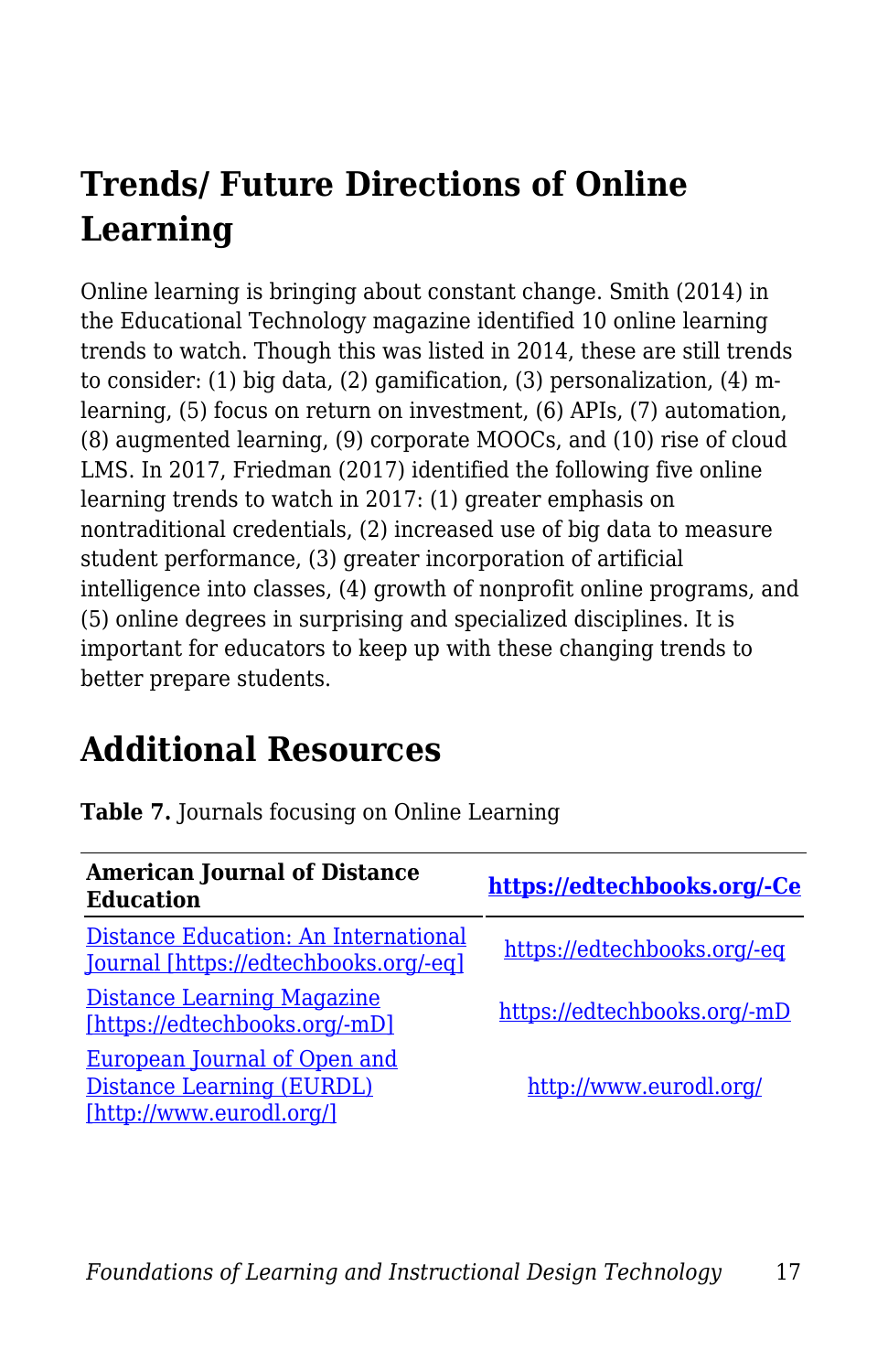## Trends/ Future Directions of Online Learning

Online learning is bringing about constant change. Smith (2014) in the Educational Technology magazine identified 10 online learning trends to watch. Though this was listed in 2014, these are still trends to consider: (1) big data, (2) gamification, (3) personalization, (4) m-learning, (5) focus on return on investment, (6) APIs, (7) automation, (8) augmented learning, (9) corporate MOOCs, and (10) rise of cloud LMS. In 2017, Friedman (2017) identified the following five online learning trends to watch in 2017: (1) greater emphasis on nontraditional credentials, (2) increased use of big data to measure student performance, (3) greater incorporation of artificial intelligence into classes, (4) growth of nonprofit online programs, and (5) online degrees in surprising and specialized disciplines. It is important for educators to keep up with these changing trends to better prepare students.

## Additional Resources

**Table 7.** Journals focusing on Online Learning

| American Journal of Distance Education | https://edtechbooks.org/-Ce |
|---|---|
| Distance Education: An International Journal [https://edtechbooks.org/-eq] | https://edtechbooks.org/-eq |
| Distance Learning Magazine [https://edtechbooks.org/-mD] | https://edtechbooks.org/-mD |
| European Journal of Open and Distance Learning (EURDL) [http://www.eurodl.org/] | http://www.eurodl.org/ |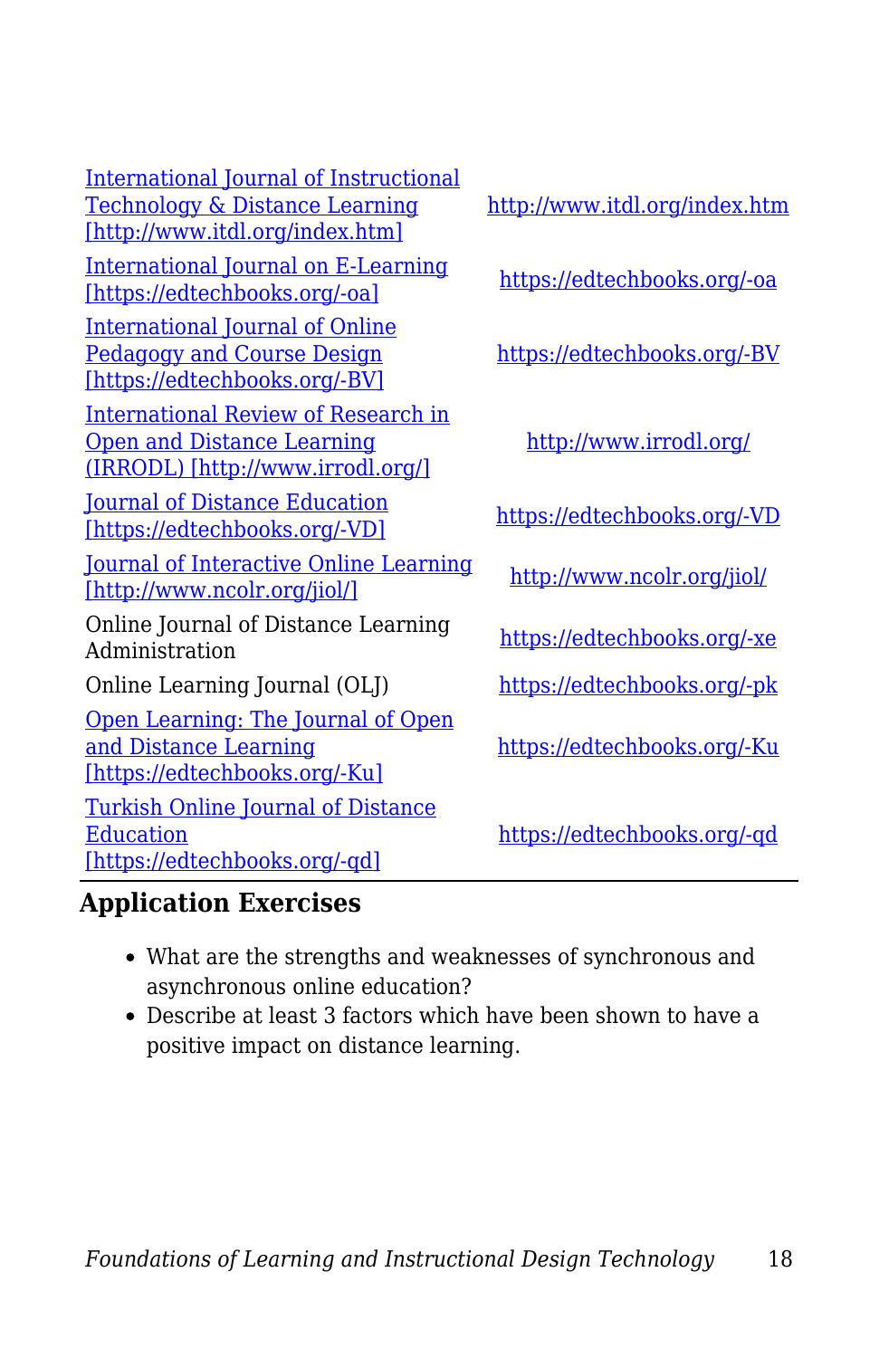| | |
|---|---|
| International Journal of Instructional Technology & Distance Learning [http://www.itdl.org/index.htm] | http://www.itdl.org/index.htm |
| International Journal on E-Learning [https://edtechbooks.org/-oa] | https://edtechbooks.org/-oa |
| International Journal of Online Pedagogy and Course Design [https://edtechbooks.org/-BV] | https://edtechbooks.org/-BV |
| International Review of Research in Open and Distance Learning (IRRODL) [http://www.irrodl.org/] | http://www.irrodl.org/ |
| Journal of Distance Education [https://edtechbooks.org/-VD] | https://edtechbooks.org/-VD |
| Journal of Interactive Online Learning [http://www.ncolr.org/jiol/] | http://www.ncolr.org/jiol/ |
| Online Journal of Distance Learning Administration | https://edtechbooks.org/-xe |
| Online Learning Journal (OLJ) | https://edtechbooks.org/-pk |
| Open Learning: The Journal of Open and Distance Learning [https://edtechbooks.org/-Ku] | https://edtechbooks.org/-Ku |
| Turkish Online Journal of Distance Education [https://edtechbooks.org/-qd] | https://edtechbooks.org/-qd |

## Application Exercises

- What are the strengths and weaknesses of synchronous and asynchronous online education?
- Describe at least 3 factors which have been shown to have a positive impact on distance learning.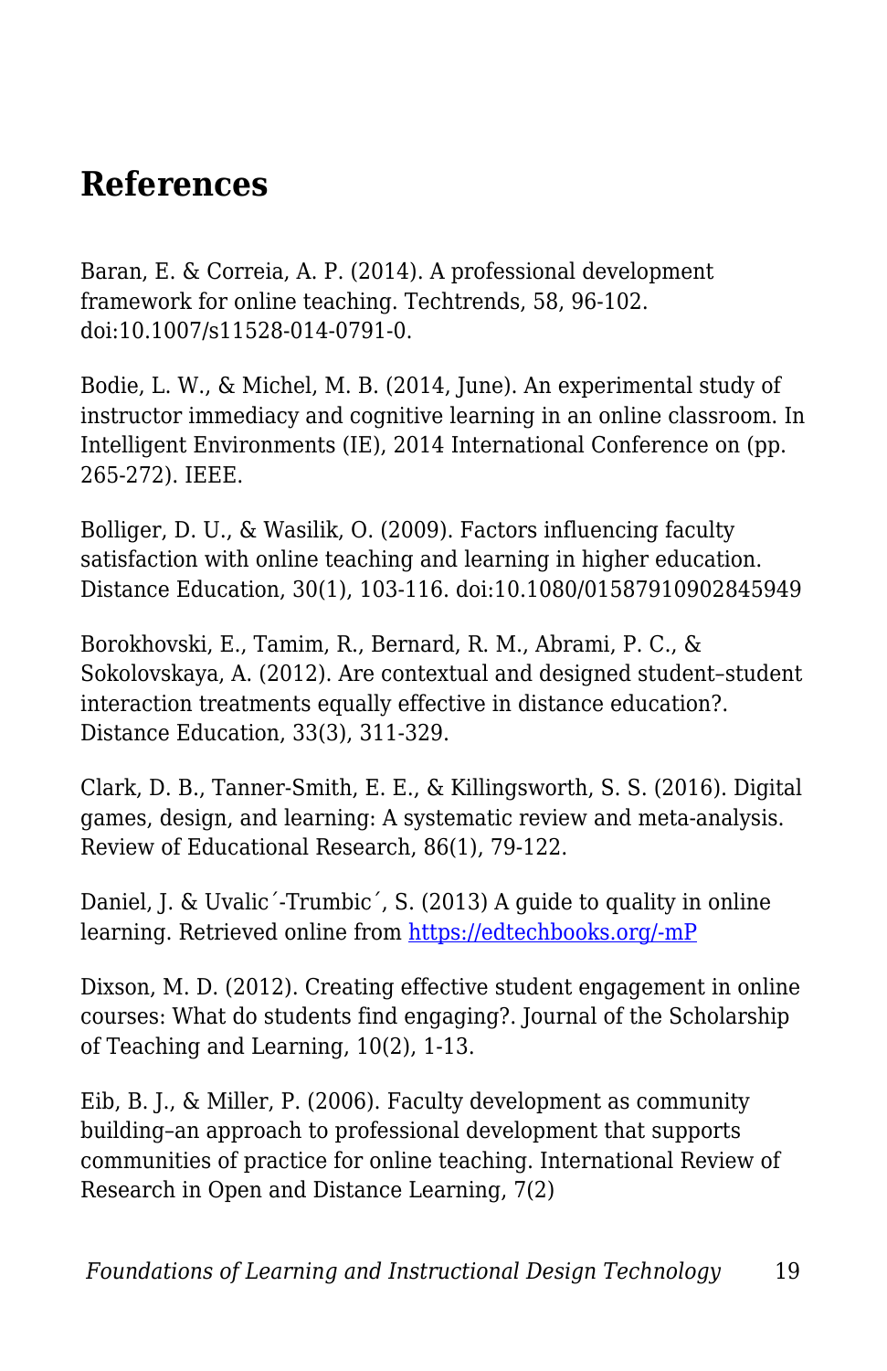## References

Baran, E. & Correia, A. P. (2014). A professional development framework for online teaching. Techtrends, 58, 96-102. doi:10.1007/s11528-014-0791-0.

Bodie, L. W., & Michel, M. B. (2014, June). An experimental study of instructor immediacy and cognitive learning in an online classroom. In Intelligent Environments (IE), 2014 International Conference on (pp. 265-272). IEEE.

Bolliger, D. U., & Wasilik, O. (2009). Factors influencing faculty satisfaction with online teaching and learning in higher education. Distance Education, 30(1), 103-116. doi:10.1080/01587910902845949

Borokhovski, E., Tamim, R., Bernard, R. M., Abrami, P. C., & Sokolovskaya, A. (2012). Are contextual and designed student–student interaction treatments equally effective in distance education?. Distance Education, 33(3), 311-329.

Clark, D. B., Tanner-Smith, E. E., & Killingsworth, S. S. (2016). Digital games, design, and learning: A systematic review and meta-analysis. Review of Educational Research, 86(1), 79-122.

Daniel, J. & Uvalic´-Trumbic´, S. (2013) A guide to quality in online learning. Retrieved online from [https://edtechbooks.org/-mP](https://edtechbooks.org/-mP)

Dixson, M. D. (2012). Creating effective student engagement in online courses: What do students find engaging?. Journal of the Scholarship of Teaching and Learning, 10(2), 1-13.

Eib, B. J., & Miller, P. (2006). Faculty development as community building–an approach to professional development that supports communities of practice for online teaching. International Review of Research in Open and Distance Learning, 7(2)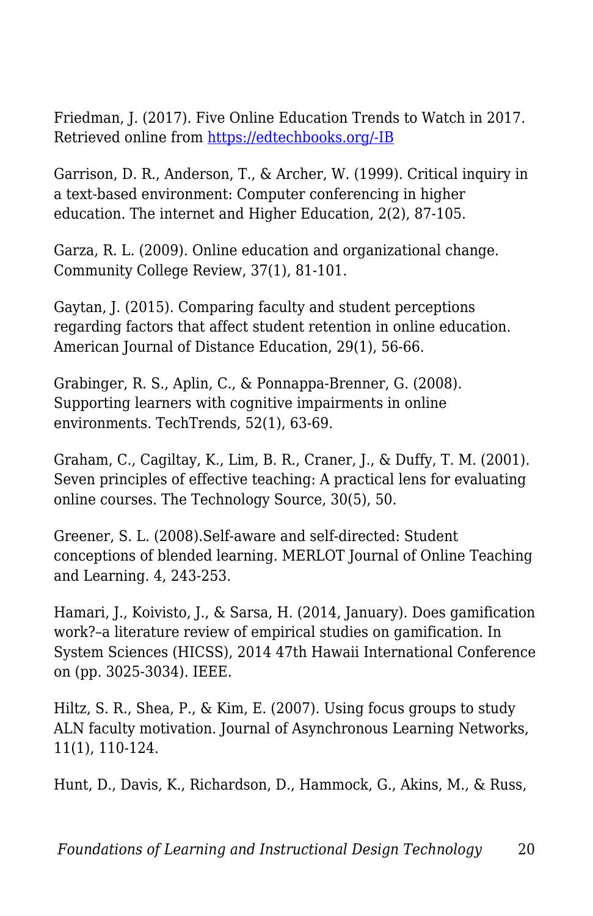Friedman, J. (2017). Five Online Education Trends to Watch in 2017. Retrieved online from [https://edtechbooks.org/-IB](https://edtechbooks.org/-IB)

Garrison, D. R., Anderson, T., & Archer, W. (1999). Critical inquiry in a text-based environment: Computer conferencing in higher education. The internet and Higher Education, 2(2), 87-105.

Garza, R. L. (2009). Online education and organizational change. Community College Review, 37(1), 81-101.

Gaytan, J. (2015). Comparing faculty and student perceptions regarding factors that affect student retention in online education. American Journal of Distance Education, 29(1), 56-66.

Grabinger, R. S., Aplin, C., & Ponnappa-Brenner, G. (2008). Supporting learners with cognitive impairments in online environments. TechTrends, 52(1), 63-69.

Graham, C., Cagiltay, K., Lim, B. R., Craner, J., & Duffy, T. M. (2001). Seven principles of effective teaching: A practical lens for evaluating online courses. The Technology Source, 30(5), 50.

Greener, S. L. (2008).Self-aware and self-directed: Student conceptions of blended learning. MERLOT Journal of Online Teaching and Learning. 4, 243-253.

Hamari, J., Koivisto, J., & Sarsa, H. (2014, January). Does gamification work?–a literature review of empirical studies on gamification. In System Sciences (HICSS), 2014 47th Hawaii International Conference on (pp. 3025-3034). IEEE.

Hiltz, S. R., Shea, P., & Kim, E. (2007). Using focus groups to study ALN faculty motivation. Journal of Asynchronous Learning Networks, 11(1), 110-124.

Hunt, D., Davis, K., Richardson, D., Hammock, G., Akins, M., & Russ,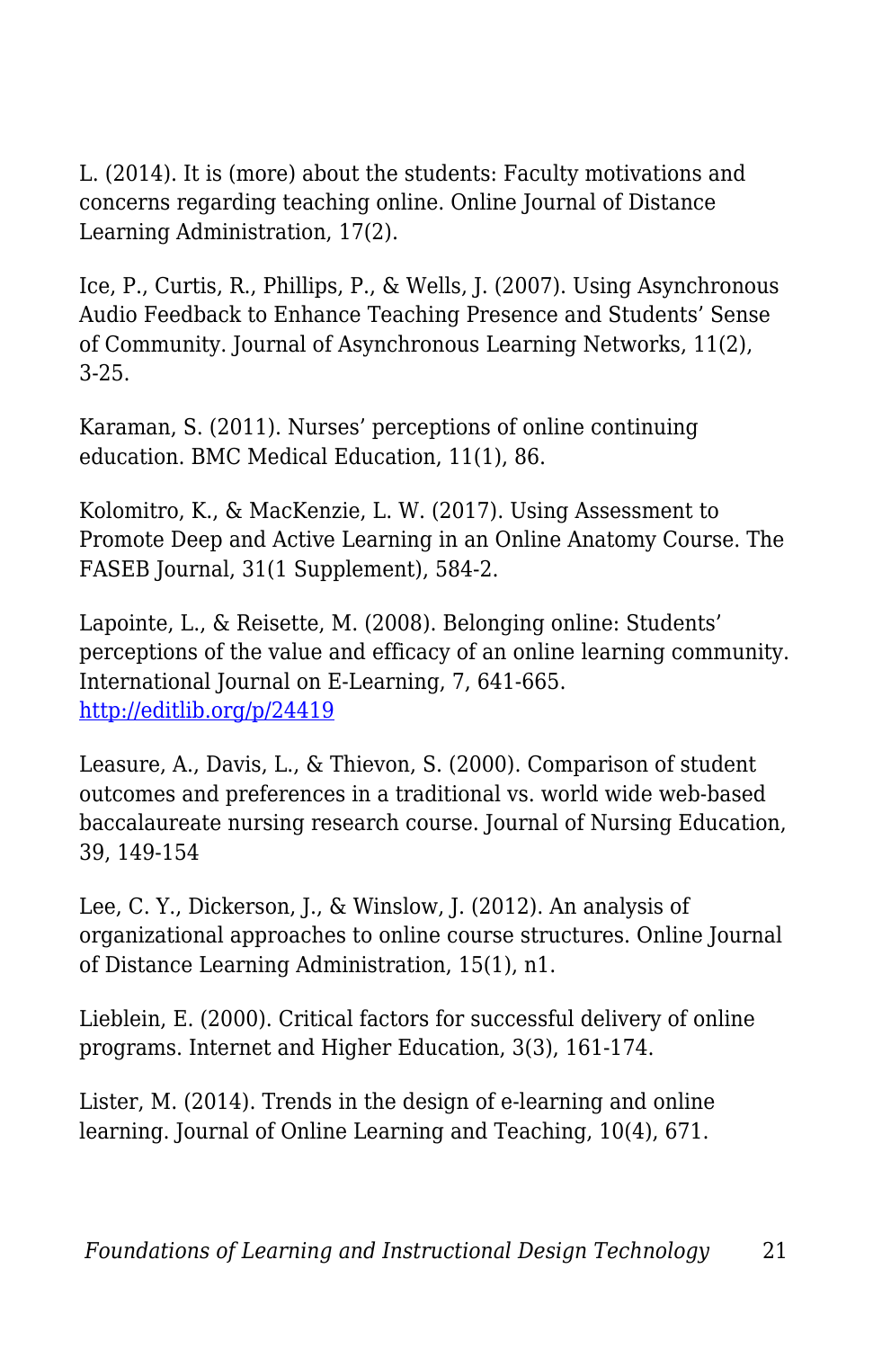L. (2014). It is (more) about the students: Faculty motivations and concerns regarding teaching online. Online Journal of Distance Learning Administration, 17(2).

Ice, P., Curtis, R., Phillips, P., & Wells, J. (2007). Using Asynchronous Audio Feedback to Enhance Teaching Presence and Students' Sense of Community. Journal of Asynchronous Learning Networks, 11(2), 3-25.

Karaman, S. (2011). Nurses' perceptions of online continuing education. BMC Medical Education, 11(1), 86.

Kolomitro, K., & MacKenzie, L. W. (2017). Using Assessment to Promote Deep and Active Learning in an Online Anatomy Course. The FASEB Journal, 31(1 Supplement), 584-2.

Lapointe, L., & Reisette, M. (2008). Belonging online: Students' perceptions of the value and efficacy of an online learning community. International Journal on E-Learning, 7, 641-665. [http://editlib.org/p/24419](http://editlib.org/p/24419)

Leasure, A., Davis, L., & Thievon, S. (2000). Comparison of student outcomes and preferences in a traditional vs. world wide web-based baccalaureate nursing research course. Journal of Nursing Education, 39, 149-154

Lee, C. Y., Dickerson, J., & Winslow, J. (2012). An analysis of organizational approaches to online course structures. Online Journal of Distance Learning Administration, 15(1), n1.

Lieblein, E. (2000). Critical factors for successful delivery of online programs. Internet and Higher Education, 3(3), 161-174.

Lister, M. (2014). Trends in the design of e-learning and online learning. Journal of Online Learning and Teaching, 10(4), 671.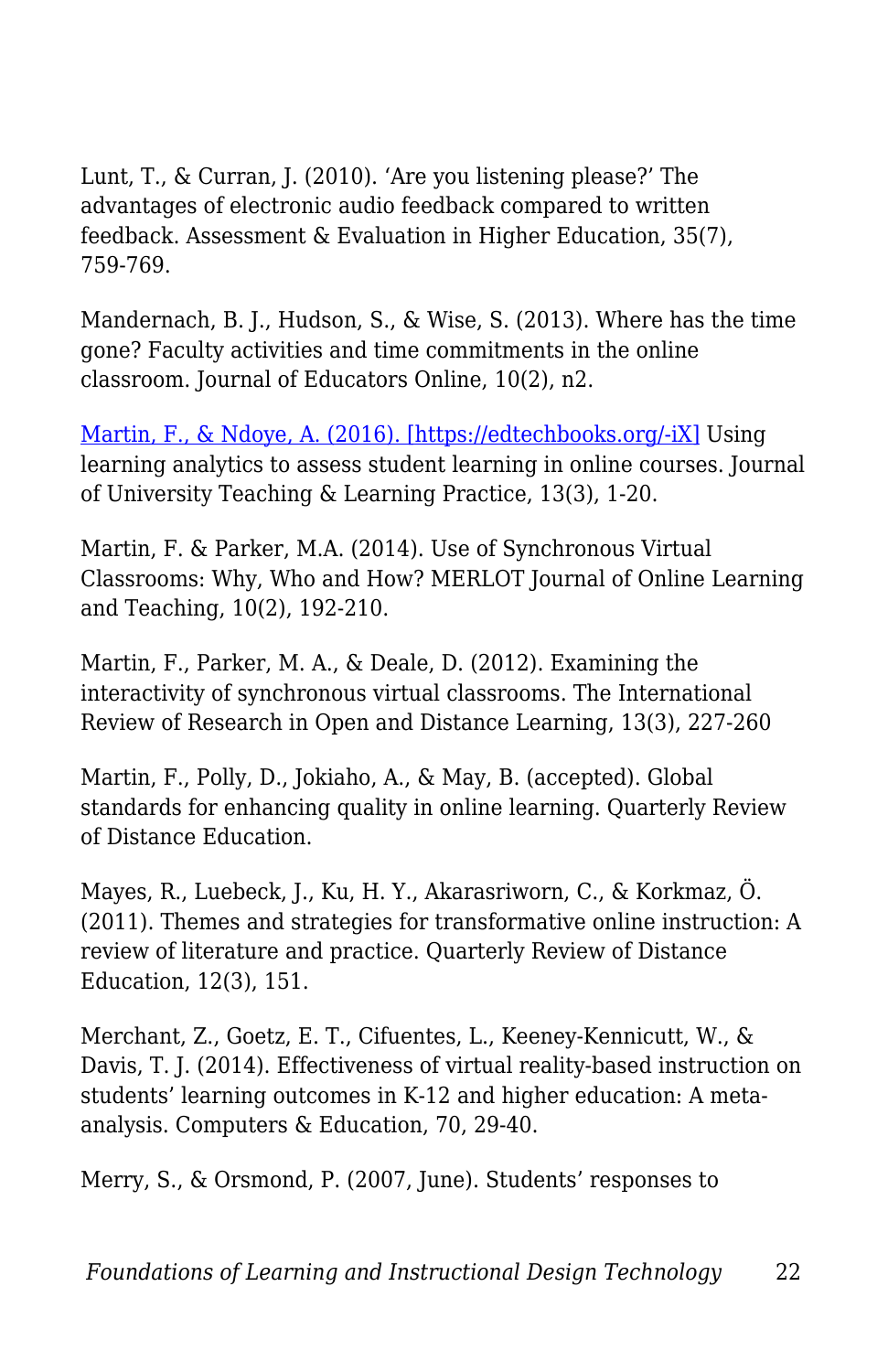Lunt, T., & Curran, J. (2010). 'Are you listening please?' The advantages of electronic audio feedback compared to written feedback. Assessment & Evaluation in Higher Education, 35(7), 759-769.

Mandernach, B. J., Hudson, S., & Wise, S. (2013). Where has the time gone? Faculty activities and time commitments in the online classroom. Journal of Educators Online, 10(2), n2.

[Martin, F., & Ndoye, A. (2016). [https://edtechbooks.org/-iX]](https://edtechbooks.org/-iX) Using learning analytics to assess student learning in online courses. Journal of University Teaching & Learning Practice, 13(3), 1-20.

Martin, F. & Parker, M.A. (2014). Use of Synchronous Virtual Classrooms: Why, Who and How? MERLOT Journal of Online Learning and Teaching, 10(2), 192-210.

Martin, F., Parker, M. A., & Deale, D. (2012). Examining the interactivity of synchronous virtual classrooms. The International Review of Research in Open and Distance Learning, 13(3), 227-260

Martin, F., Polly, D., Jokiaho, A., & May, B. (accepted). Global standards for enhancing quality in online learning. Quarterly Review of Distance Education.

Mayes, R., Luebeck, J., Ku, H. Y., Akarasriworn, C., & Korkmaz, Ö. (2011). Themes and strategies for transformative online instruction: A review of literature and practice. Quarterly Review of Distance Education, 12(3), 151.

Merchant, Z., Goetz, E. T., Cifuentes, L., Keeney-Kennicutt, W., & Davis, T. J. (2014). Effectiveness of virtual reality-based instruction on students' learning outcomes in K-12 and higher education: A meta-analysis. Computers & Education, 70, 29-40.

Merry, S., & Orsmond, P. (2007, June). Students' responses to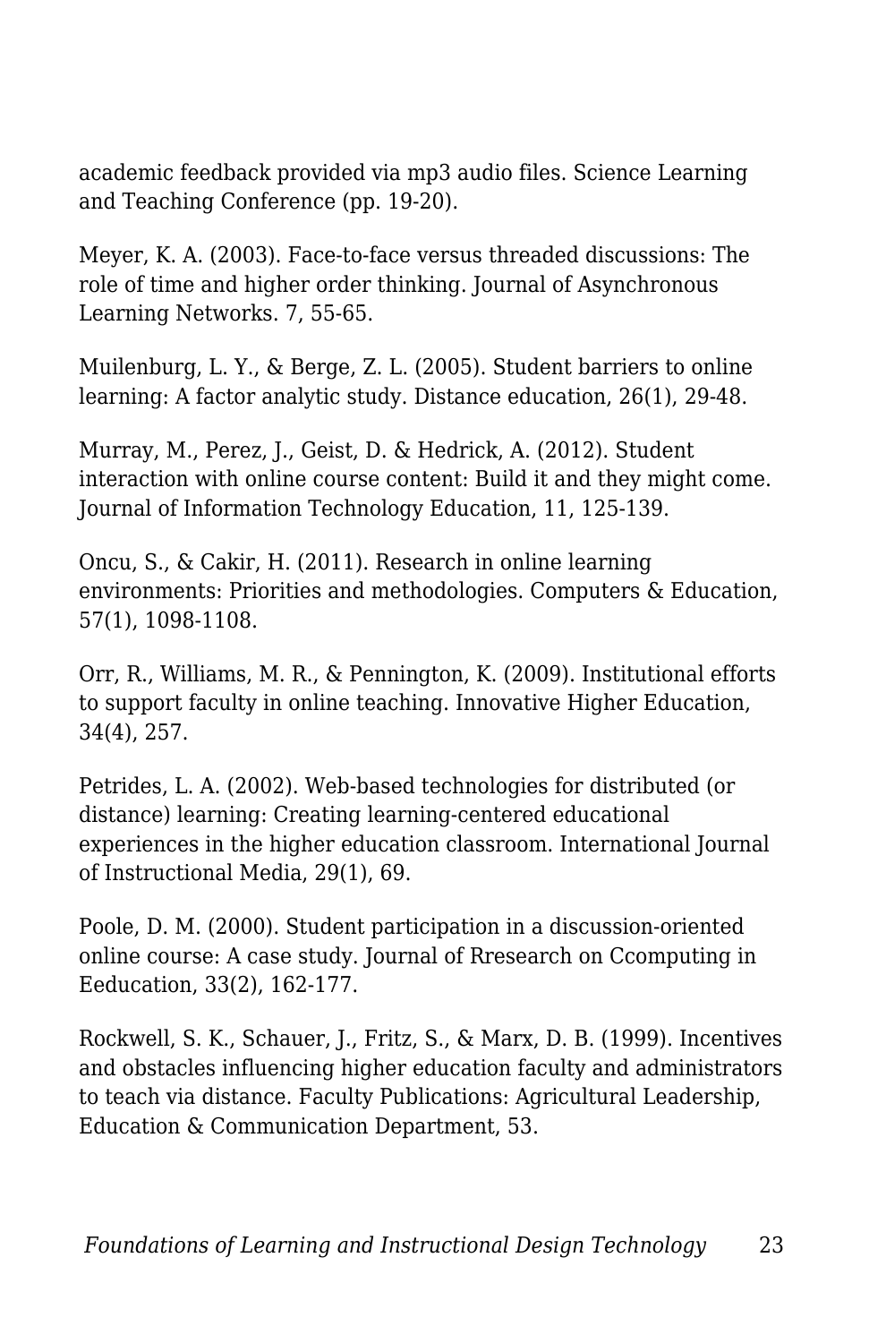academic feedback provided via mp3 audio files. Science Learning and Teaching Conference (pp. 19-20).

Meyer, K. A. (2003). Face-to-face versus threaded discussions: The role of time and higher order thinking. Journal of Asynchronous Learning Networks. 7, 55-65.

Muilenburg, L. Y., & Berge, Z. L. (2005). Student barriers to online learning: A factor analytic study. Distance education, 26(1), 29-48.

Murray, M., Perez, J., Geist, D. & Hedrick, A. (2012). Student interaction with online course content: Build it and they might come. Journal of Information Technology Education, 11, 125-139.

Oncu, S., & Cakir, H. (2011). Research in online learning environments: Priorities and methodologies. Computers & Education, 57(1), 1098-1108.

Orr, R., Williams, M. R., & Pennington, K. (2009). Institutional efforts to support faculty in online teaching. Innovative Higher Education, 34(4), 257.

Petrides, L. A. (2002). Web-based technologies for distributed (or distance) learning: Creating learning-centered educational experiences in the higher education classroom. International Journal of Instructional Media, 29(1), 69.

Poole, D. M. (2000). Student participation in a discussion-oriented online course: A case study. Journal of Rresearch on Ccomputing in Eeducation, 33(2), 162-177.

Rockwell, S. K., Schauer, J., Fritz, S., & Marx, D. B. (1999). Incentives and obstacles influencing higher education faculty and administrators to teach via distance. Faculty Publications: Agricultural Leadership, Education & Communication Department, 53.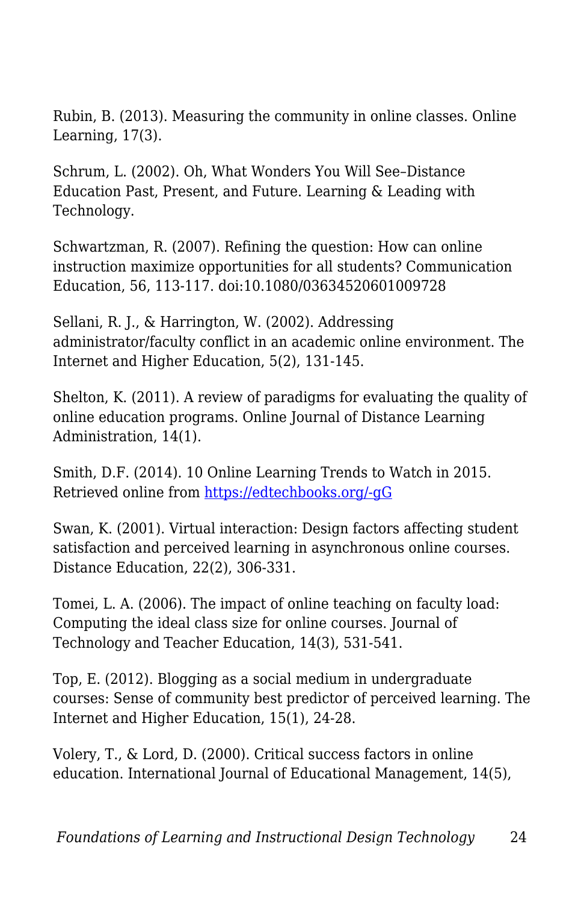Rubin, B. (2013). Measuring the community in online classes. Online Learning, 17(3).

Schrum, L. (2002). Oh, What Wonders You Will See–Distance Education Past, Present, and Future. Learning & Leading with Technology.

Schwartzman, R. (2007). Refining the question: How can online instruction maximize opportunities for all students? Communication Education, 56, 113-117. doi:10.1080/03634520601009728

Sellani, R. J., & Harrington, W. (2002). Addressing administrator/faculty conflict in an academic online environment. The Internet and Higher Education, 5(2), 131-145.

Shelton, K. (2011). A review of paradigms for evaluating the quality of online education programs. Online Journal of Distance Learning Administration, 14(1).

Smith, D.F. (2014). 10 Online Learning Trends to Watch in 2015. Retrieved online from [https://edtechbooks.org/-gG](https://edtechbooks.org/-gG)

Swan, K. (2001). Virtual interaction: Design factors affecting student satisfaction and perceived learning in asynchronous online courses. Distance Education, 22(2), 306-331.

Tomei, L. A. (2006). The impact of online teaching on faculty load: Computing the ideal class size for online courses. Journal of Technology and Teacher Education, 14(3), 531-541.

Top, E. (2012). Blogging as a social medium in undergraduate courses: Sense of community best predictor of perceived learning. The Internet and Higher Education, 15(1), 24-28.

Volery, T., & Lord, D. (2000). Critical success factors in online education. International Journal of Educational Management, 14(5),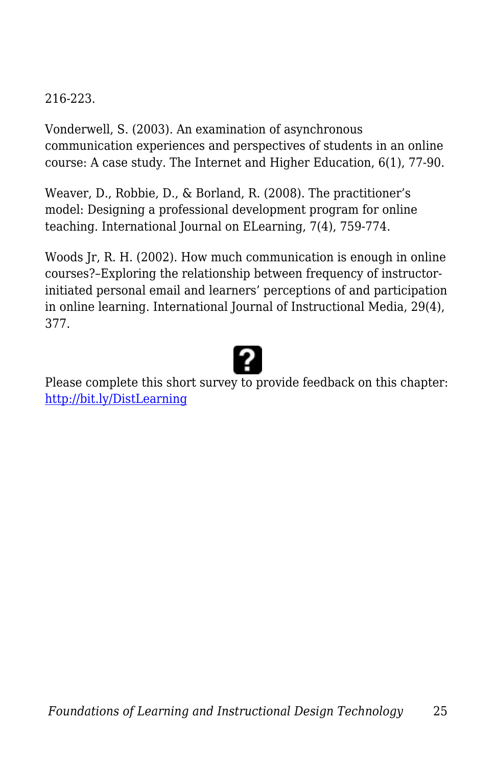216-223.

Vonderwell, S. (2003). An examination of asynchronous communication experiences and perspectives of students in an online course: A case study. The Internet and Higher Education, 6(1), 77-90.

Weaver, D., Robbie, D., & Borland, R. (2008). The practitioner's model: Designing a professional development program for online teaching. International Journal on ELearning, 7(4), 759-774.

Woods Jr, R. H. (2002). How much communication is enough in online courses?–Exploring the relationship between frequency of instructor-initiated personal email and learners' perceptions of and participation in online learning. International Journal of Instructional Media, 29(4), 377.

Please complete this short survey to provide feedback on this chapter: [http://bit.ly/DistLearning](http://bit.ly/DistLearning)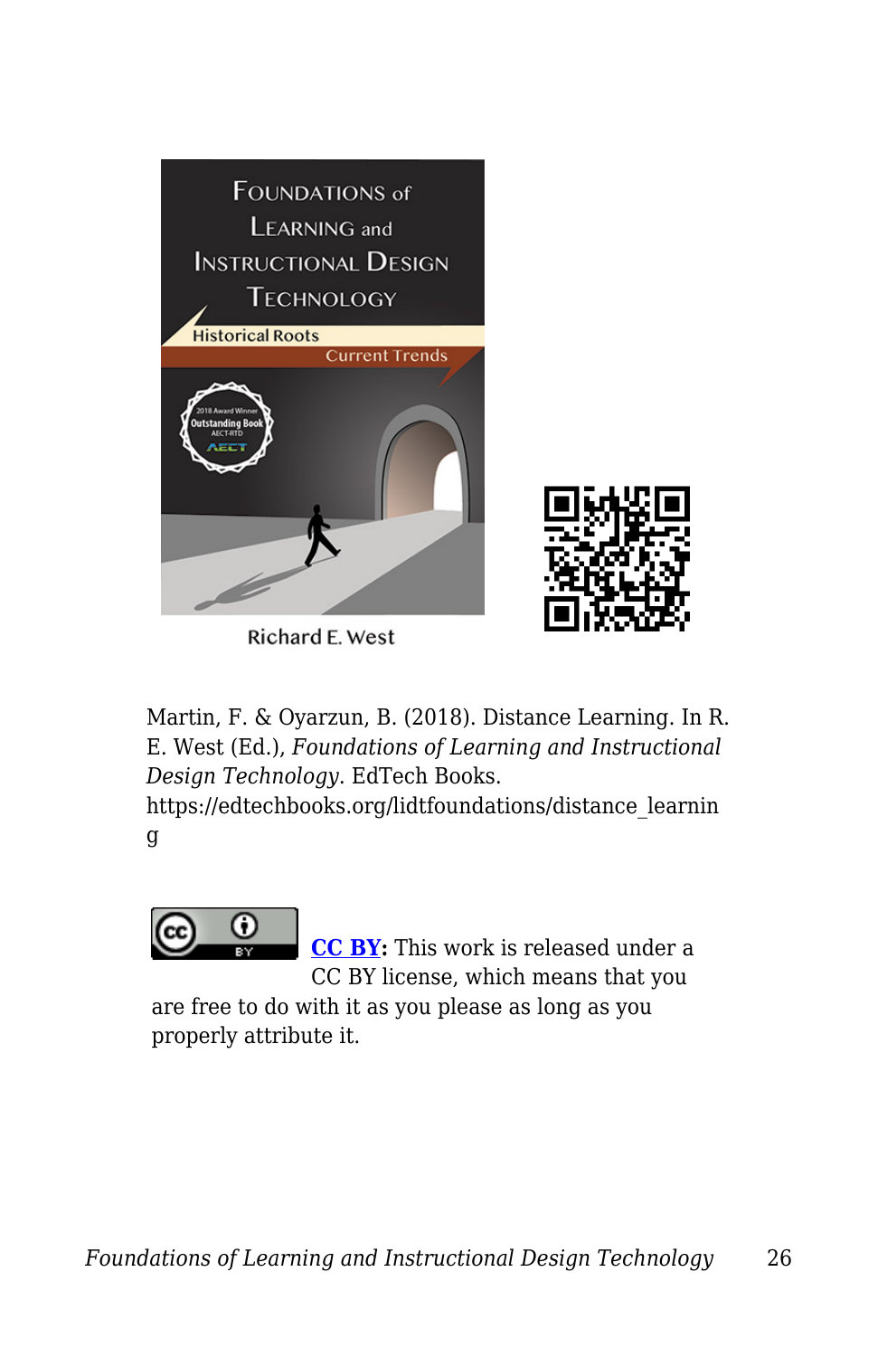Martin, F. & Oyarzun, B. (2018). Distance Learning. In R. E. West (Ed.), *Foundations of Learning and Instructional Design Technology*. EdTech Books. https://edtechbooks.org/lidtfoundations/distance_learning

**CC BY:** This work is released under a CC BY license, which means that you are free to do with it as you please as long as you properly attribute it.